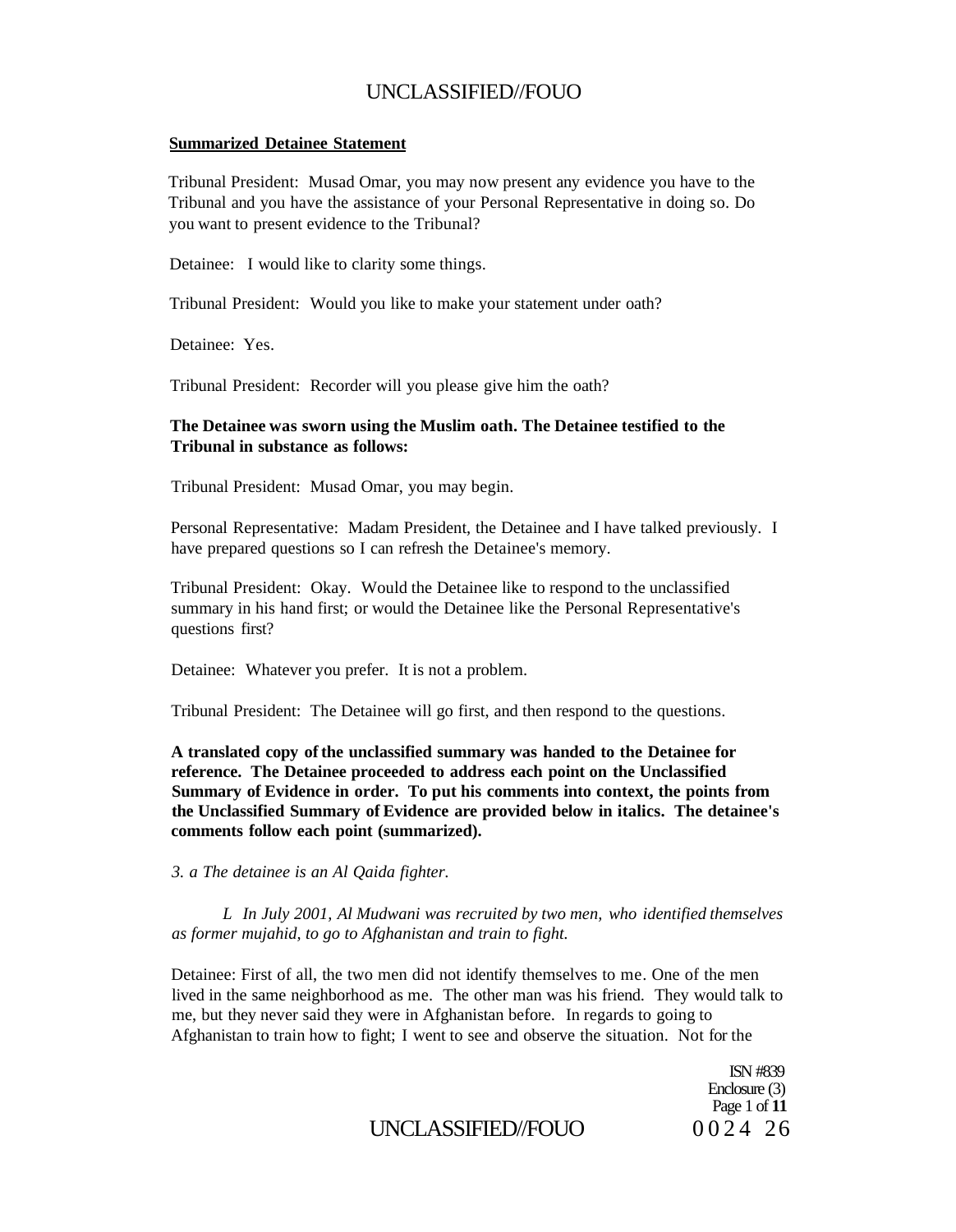**Summarized Detainee Statement**

Tribunal President: Musad Omar, you may now present any evidence you have to the Tribunal and you have the assistance of your Personal Representative in doing so. Do you want to present evidence to the Tribunal?

Detainee: I would like to clarity some things.

Tribunal President: Would you like to make your statement under oath?

Detainee: Yes.

Tribunal President: Recorder will you please give him the oath?

**The Detainee was sworn using the Muslim oath. The Detainee testified to the Tribunal in substance as follows:**

Tribunal President: Musad Omar, you may begin.

Personal Representative: Madam President, the Detainee and I have talked previously. I have prepared questions so I can refresh the Detainee's memory.

Tribunal President: Okay. Would the Detainee like to respond to the unclassified summary in his hand first; or would the Detainee like the Personal Representative's questions first?

Detainee: Whatever you prefer. It is not a problem.

Tribunal President: The Detainee will go first, and then respond to the questions.

**A translated copy of the unclassified summary was handed to the Detainee for reference. The Detainee proceeded to address each point on the Unclassified Summary of Evidence in order. To put his comments into context, the points from the Unclassified Summary of Evidence are provided below in italics. The detainee's comments follow each point (summarized).**

*3. a The detainee is an Al Qaida fighter.*

*L In July 2001, Al Mudwani was recruited by two men, who identified themselves as former mujahid, to go to Afghanistan and train to fight.*

Detainee: First of all, the two men did not identify themselves to me. One of the men lived in the same neighborhood as me. The other man was his friend. They would talk to me, but they never said they were in Afghanistan before. In regards to going to Afghanistan to train how to fight; I went to see and observe the situation. Not for the

ISN #839
Enclosure (3)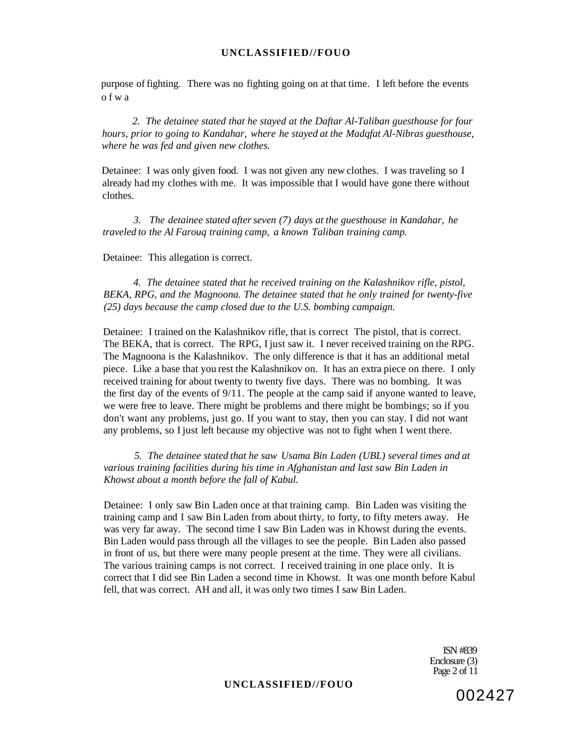purpose of fighting. There was no fighting going on at that time. I left before the events o f w a

*2. The detainee stated that he stayed at the Daftar Al-Taliban guesthouse for four hours, prior to going to Kandahar, where he stayed at the Madqfat Al-Nibras guesthouse, where he was fed and given new clothes.*

Detainee: I was only given food. I was not given any new clothes. I was traveling so I already had my clothes with me. It was impossible that I would have gone there without clothes.

*3. The detainee stated after seven (7) days at the guesthouse in Kandahar, he traveled to the Al Farouq training camp, a known Taliban training camp.*

Detainee: This allegation is correct.

*4. The detainee stated that he received training on the Kalashnikov rifle, pistol, BEKA, RPG, and the Magnoona. The detainee stated that he only trained for twenty-five (25) days because the camp closed due to the U.S. bombing campaign.*

Detainee: I trained on the Kalashnikov rifle, that is correct The pistol, that is correct. The BEKA, that is correct. The RPG, I just saw it. I never received training on the RPG. The Magnoona is the Kalashnikov. The only difference is that it has an additional metal piece. Like a base that you rest the Kalashnikov on. It has an extra piece on there. I only received training for about twenty to twenty five days. There was no bombing. It was the first day of the events of 9/11. The people at the camp said if anyone wanted to leave, we were free to leave. There might be problems and there might be bombings; so if you don't want any problems, just go. If you want to stay, then you can stay. I did not want any problems, so I just left because my objective was not to fight when I went there.

*5. The detainee stated that he saw Usama Bin Laden (UBL) several times and at various training facilities during his time in Afghanistan and last saw Bin Laden in Khowst about a month before the fall of Kabul.*

Detainee: I only saw Bin Laden once at that training camp. Bin Laden was visiting the training camp and I saw Bin Laden from about thirty, to forty, to fifty meters away. He was very far away. The second time I saw Bin Laden was in Khowst during the events. Bin Laden would pass through all the villages to see the people. Bin Laden also passed in front of us, but there were many people present at the time. They were all civilians. The various training camps is not correct. I received training in one place only. It is correct that I did see Bin Laden a second time in Khowst. It was one month before Kabul fell, that was correct. AH and all, it was only two times I saw Bin Laden.

ISN #839
Enclosure (3)

002427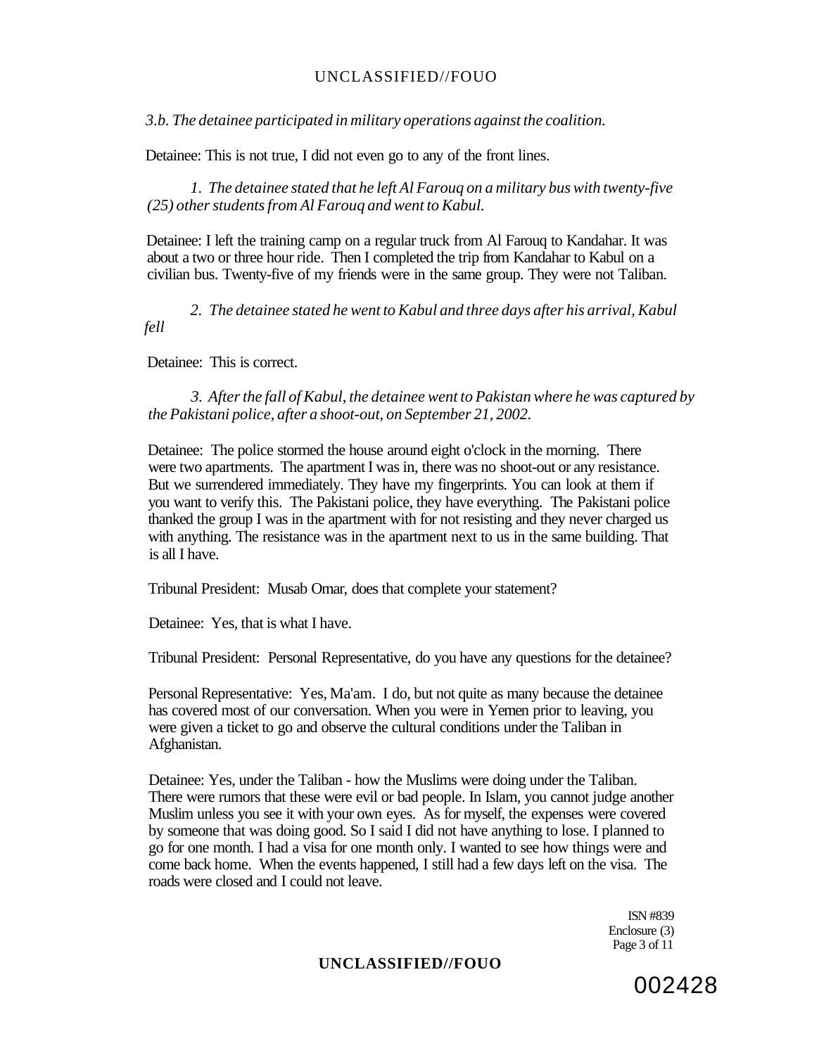*3.b. The detainee participated in military operations against the coalition.*

Detainee: This is not true, I did not even go to any of the front lines.

*1. The detainee stated that he left Al Farouq on a military bus with twenty-five (25) other students from Al Farouq and went to Kabul.*

Detainee: I left the training camp on a regular truck from Al Farouq to Kandahar. It was about a two or three hour ride. Then I completed the trip from Kandahar to Kabul on a civilian bus. Twenty-five of my friends were in the same group. They were not Taliban.

*2. The detainee stated he went to Kabul and three days after his arrival, Kabul fell*

Detainee: This is correct.

*3. After the fall of Kabul, the detainee went to Pakistan where he was captured by the Pakistani police, after a shoot-out, on September 21, 2002.*

Detainee: The police stormed the house around eight o'clock in the morning. There were two apartments. The apartment I was in, there was no shoot-out or any resistance. But we surrendered immediately. They have my fingerprints. You can look at them if you want to verify this. The Pakistani police, they have everything. The Pakistani police thanked the group I was in the apartment with for not resisting and they never charged us with anything. The resistance was in the apartment next to us in the same building. That is all I have.

Tribunal President: Musab Omar, does that complete your statement?

Detainee: Yes, that is what I have.

Tribunal President: Personal Representative, do you have any questions for the detainee?

Personal Representative: Yes, Ma'am. I do, but not quite as many because the detainee has covered most of our conversation. When you were in Yemen prior to leaving, you were given a ticket to go and observe the cultural conditions under the Taliban in Afghanistan.

Detainee: Yes, under the Taliban - how the Muslims were doing under the Taliban. There were rumors that these were evil or bad people. In Islam, you cannot judge another Muslim unless you see it with your own eyes. As for myself, the expenses were covered by someone that was doing good. So I said I did not have anything to lose. I planned to go for one month. I had a visa for one month only. I wanted to see how things were and come back home. When the events happened, I still had a few days left on the visa. The roads were closed and I could not leave.

ISN #839
Enclosure (3)

002428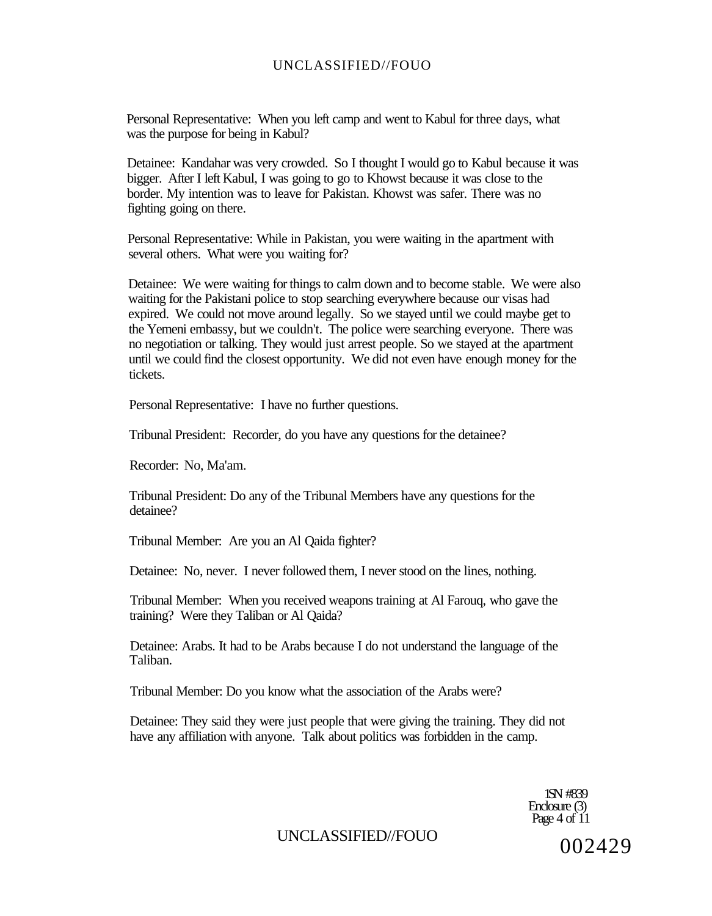Personal Representative: When you left camp and went to Kabul for three days, what was the purpose for being in Kabul?

Detainee: Kandahar was very crowded. So I thought I would go to Kabul because it was bigger. After I left Kabul, I was going to go to Khowst because it was close to the border. My intention was to leave for Pakistan. Khowst was safer. There was no fighting going on there.

Personal Representative: While in Pakistan, you were waiting in the apartment with several others. What were you waiting for?

Detainee: We were waiting for things to calm down and to become stable. We were also waiting for the Pakistani police to stop searching everywhere because our visas had expired. We could not move around legally. So we stayed until we could maybe get to the Yemeni embassy, but we couldn't. The police were searching everyone. There was no negotiation or talking. They would just arrest people. So we stayed at the apartment until we could find the closest opportunity. We did not even have enough money for the tickets.

Personal Representative: I have no further questions.

Tribunal President: Recorder, do you have any questions for the detainee?

Recorder: No, Ma'am.

Tribunal President: Do any of the Tribunal Members have any questions for the detainee?

Tribunal Member: Are you an Al Qaida fighter?

Detainee: No, never. I never followed them, I never stood on the lines, nothing.

Tribunal Member: When you received weapons training at Al Farouq, who gave the training? Were they Taliban or Al Qaida?

Detainee: Arabs. It had to be Arabs because I do not understand the language of the Taliban.

Tribunal Member: Do you know what the association of the Arabs were?

Detainee: They said they were just people that were giving the training. They did not have any affiliation with anyone. Talk about politics was forbidden in the camp.

ISN #839
Enclosure (3)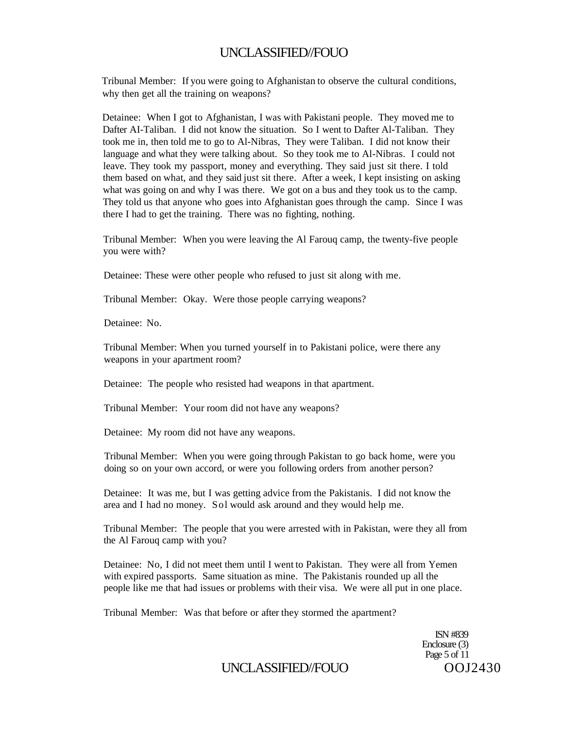Tribunal Member: If you were going to Afghanistan to observe the cultural conditions, why then get all the training on weapons?

Detainee: When I got to Afghanistan, I was with Pakistani people. They moved me to Dafter AI-Taliban. I did not know the situation. So I went to Dafter Al-Taliban. They took me in, then told me to go to Al-Nibras, They were Taliban. I did not know their language and what they were talking about. So they took me to Al-Nibras. I could not leave. They took my passport, money and everything. They said just sit there. I told them based on what, and they said just sit there. After a week, I kept insisting on asking what was going on and why I was there. We got on a bus and they took us to the camp. They told us that anyone who goes into Afghanistan goes through the camp. Since I was there I had to get the training. There was no fighting, nothing.

Tribunal Member: When you were leaving the Al Farouq camp, the twenty-five people you were with?

Detainee: These were other people who refused to just sit along with me.

Tribunal Member: Okay. Were those people carrying weapons?

Detainee: No.

Tribunal Member: When you turned yourself in to Pakistani police, were there any weapons in your apartment room?

Detainee: The people who resisted had weapons in that apartment.

Tribunal Member: Your room did not have any weapons?

Detainee: My room did not have any weapons.

Tribunal Member: When you were going through Pakistan to go back home, were you doing so on your own accord, or were you following orders from another person?

Detainee: It was me, but I was getting advice from the Pakistanis. I did not know the area and I had no money. So I would ask around and they would help me.

Tribunal Member: The people that you were arrested with in Pakistan, were they all from the Al Farouq camp with you?

Detainee: No, I did not meet them until I went to Pakistan. They were all from Yemen with expired passports. Same situation as mine. The Pakistanis rounded up all the people like me that had issues or problems with their visa. We were all put in one place.

Tribunal Member: Was that before or after they stormed the apartment?

ISN #839
Enclosure (3)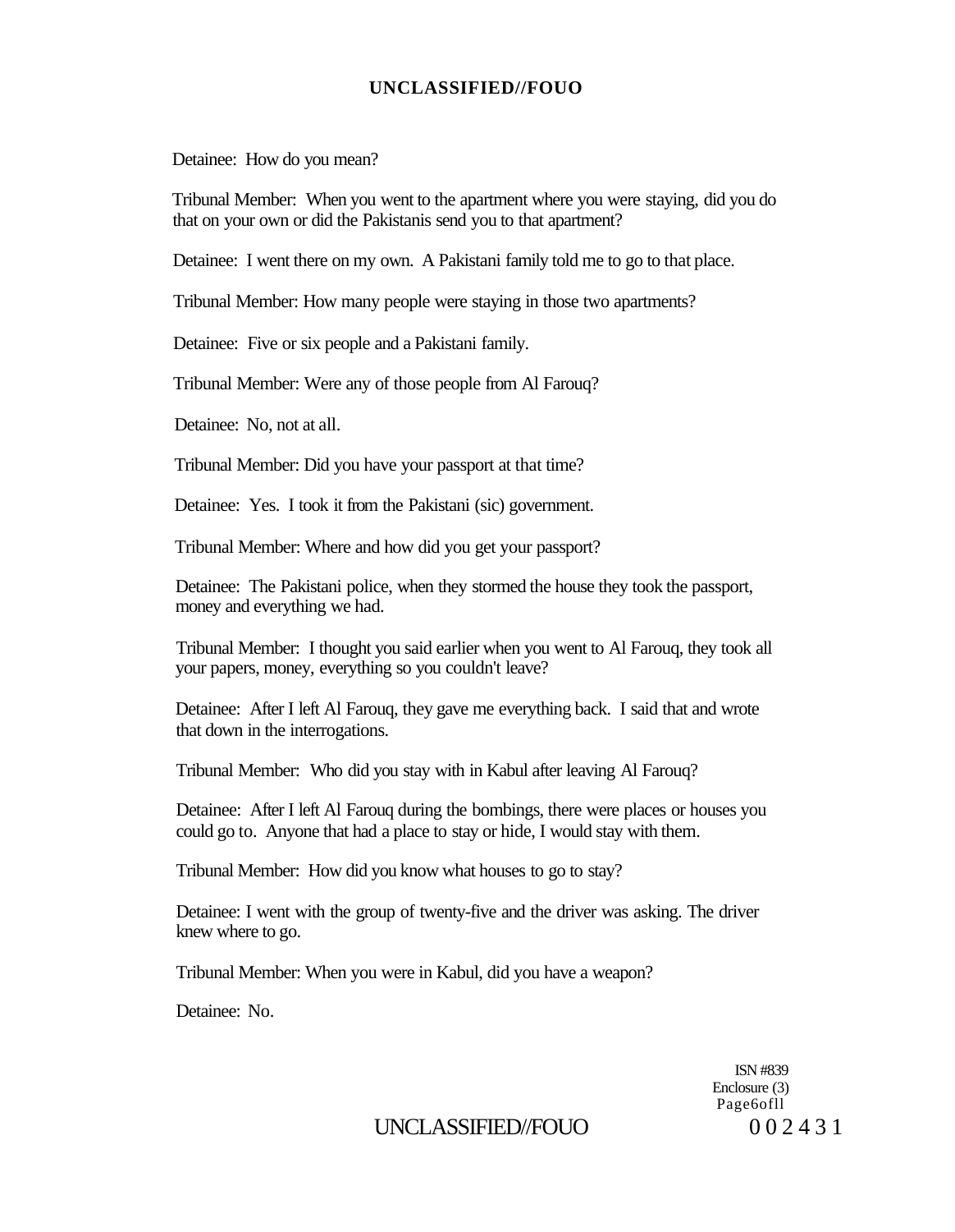Detainee: How do you mean?

Tribunal Member: When you went to the apartment where you were staying, did you do that on your own or did the Pakistanis send you to that apartment?

Detainee: I went there on my own. A Pakistani family told me to go to that place.

Tribunal Member: How many people were staying in those two apartments?

Detainee: Five or six people and a Pakistani family.

Tribunal Member: Were any of those people from Al Farouq?

Detainee: No, not at all.

Tribunal Member: Did you have your passport at that time?

Detainee: Yes. I took it from the Pakistani (sic) government.

Tribunal Member: Where and how did you get your passport?

Detainee: The Pakistani police, when they stormed the house they took the passport, money and everything we had.

Tribunal Member: I thought you said earlier when you went to Al Farouq, they took all your papers, money, everything so you couldn't leave?

Detainee: After I left Al Farouq, they gave me everything back. I said that and wrote that down in the interrogations.

Tribunal Member: Who did you stay with in Kabul after leaving Al Farouq?

Detainee: After I left Al Farouq during the bombings, there were places or houses you could go to. Anyone that had a place to stay or hide, I would stay with them.

Tribunal Member: How did you know what houses to go to stay?

Detainee: I went with the group of twenty-five and the driver was asking. The driver knew where to go.

Tribunal Member: When you were in Kabul, did you have a weapon?

Detainee: No.

ISN #839
Enclosure (3)
Page 6 of 11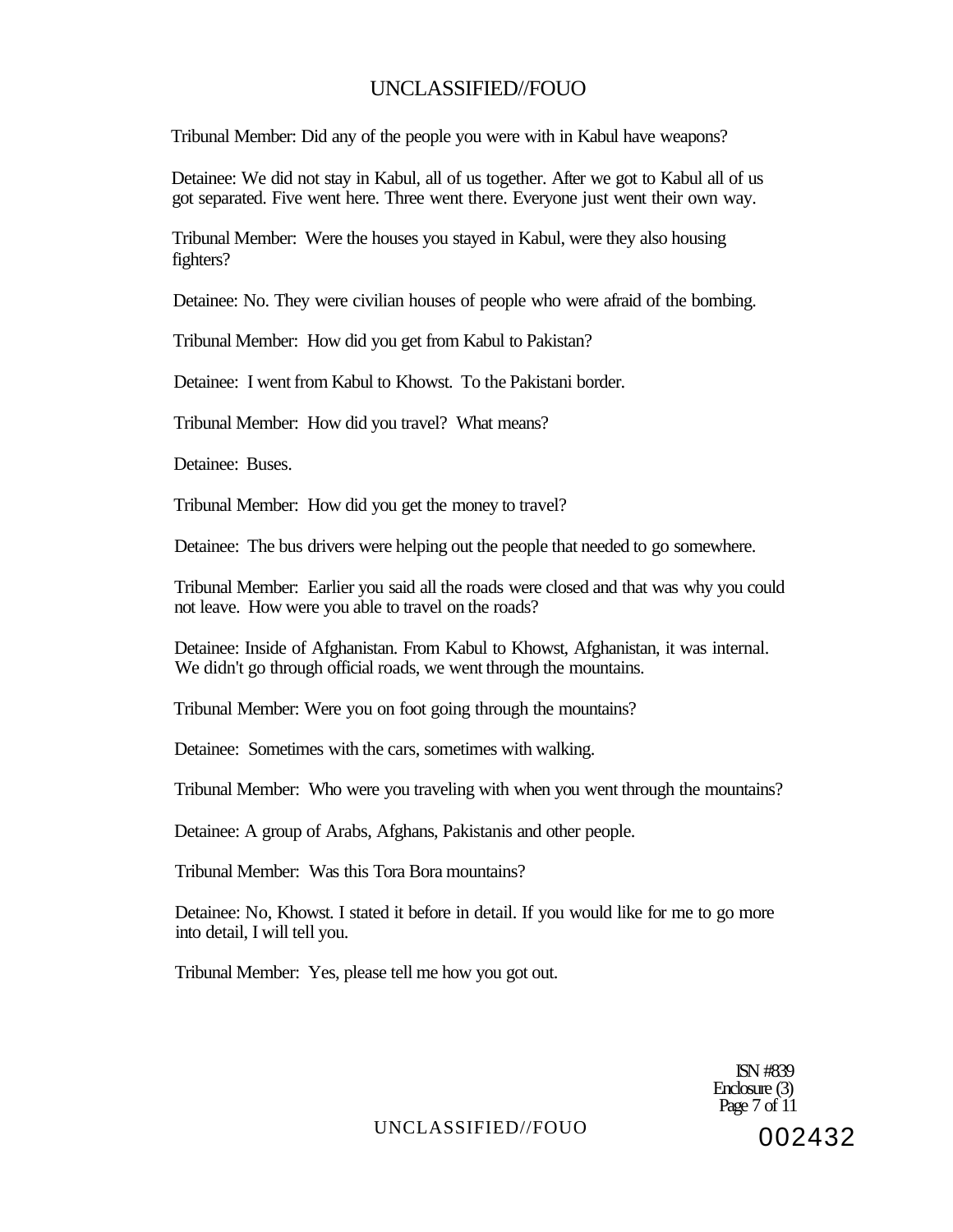Tribunal Member: Did any of the people you were with in Kabul have weapons?

Detainee: We did not stay in Kabul, all of us together. After we got to Kabul all of us got separated. Five went here. Three went there. Everyone just went their own way.

Tribunal Member: Were the houses you stayed in Kabul, were they also housing fighters?

Detainee: No. They were civilian houses of people who were afraid of the bombing.

Tribunal Member: How did you get from Kabul to Pakistan?

Detainee: I went from Kabul to Khowst. To the Pakistani border.

Tribunal Member: How did you travel? What means?

Detainee: Buses.

Tribunal Member: How did you get the money to travel?

Detainee: The bus drivers were helping out the people that needed to go somewhere.

Tribunal Member: Earlier you said all the roads were closed and that was why you could not leave. How were you able to travel on the roads?

Detainee: Inside of Afghanistan. From Kabul to Khowst, Afghanistan, it was internal. We didn't go through official roads, we went through the mountains.

Tribunal Member: Were you on foot going through the mountains?

Detainee: Sometimes with the cars, sometimes with walking.

Tribunal Member: Who were you traveling with when you went through the mountains?

Detainee: A group of Arabs, Afghans, Pakistanis and other people.

Tribunal Member: Was this Tora Bora mountains?

Detainee: No, Khowst. I stated it before in detail. If you would like for me to go more into detail, I will tell you.

Tribunal Member: Yes, please tell me how you got out.

ISN #839
Enclosure (3)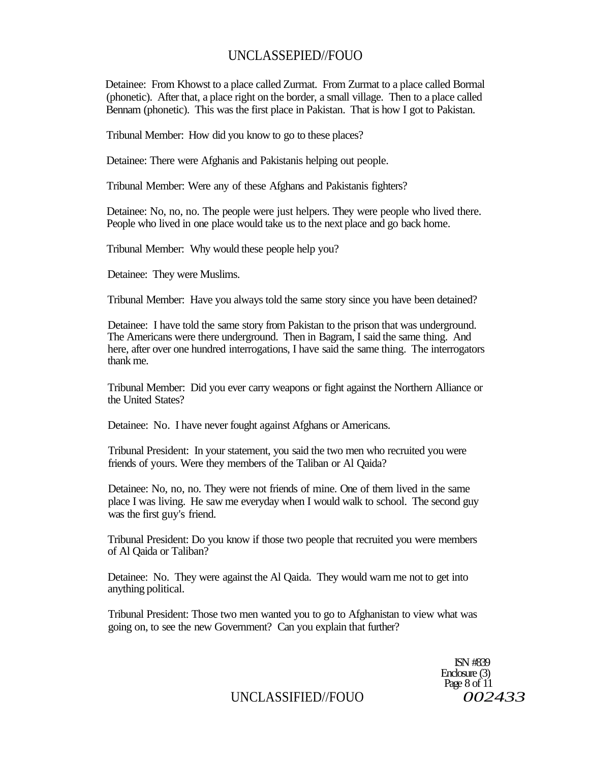Detainee: From Khowst to a place called Zurmat. From Zurmat to a place called Bormal (phonetic). After that, a place right on the border, a small village. Then to a place called Bennam (phonetic). This was the first place in Pakistan. That is how I got to Pakistan.

Tribunal Member: How did you know to go to these places?

Detainee: There were Afghanis and Pakistanis helping out people.

Tribunal Member: Were any of these Afghans and Pakistanis fighters?

Detainee: No, no, no. The people were just helpers. They were people who lived there. People who lived in one place would take us to the next place and go back home.

Tribunal Member: Why would these people help you?

Detainee: They were Muslims.

Tribunal Member: Have you always told the same story since you have been detained?

Detainee: I have told the same story from Pakistan to the prison that was underground. The Americans were there underground. Then in Bagram, I said the same thing. And here, after over one hundred interrogations, I have said the same thing. The interrogators thank me.

Tribunal Member: Did you ever carry weapons or fight against the Northern Alliance or the United States?

Detainee: No. I have never fought against Afghans or Americans.

Tribunal President: In your statement, you said the two men who recruited you were friends of yours. Were they members of the Taliban or Al Qaida?

Detainee: No, no, no. They were not friends of mine. One of them lived in the same place I was living. He saw me everyday when I would walk to school. The second guy was the first guy's friend.

Tribunal President: Do you know if those two people that recruited you were members of Al Qaida or Taliban?

Detainee: No. They were against the Al Qaida. They would warn me not to get into anything political.

Tribunal President: Those two men wanted you to go to Afghanistan to view what was going on, to see the new Government? Can you explain that further?

ISN #839
Enclosure (3)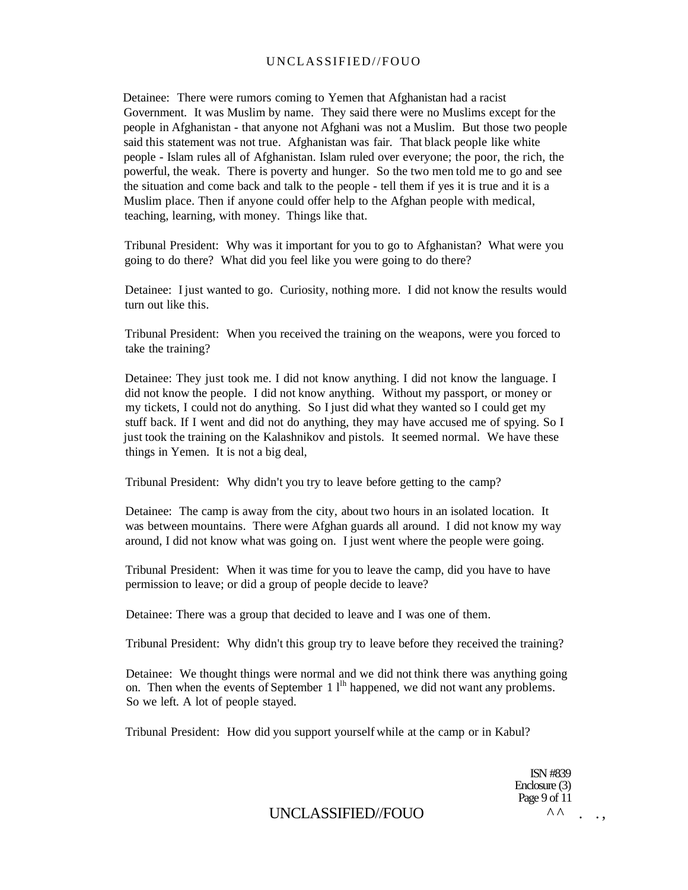Detainee: There were rumors coming to Yemen that Afghanistan had a racist Government. It was Muslim by name. They said there were no Muslims except for the people in Afghanistan - that anyone not Afghani was not a Muslim. But those two people said this statement was not true. Afghanistan was fair. That black people like white people - Islam rules all of Afghanistan. Islam ruled over everyone; the poor, the rich, the powerful, the weak. There is poverty and hunger. So the two men told me to go and see the situation and come back and talk to the people - tell them if yes it is true and it is a Muslim place. Then if anyone could offer help to the Afghan people with medical, teaching, learning, with money. Things like that.

Tribunal President: Why was it important for you to go to Afghanistan? What were you going to do there? What did you feel like you were going to do there?

Detainee: I just wanted to go. Curiosity, nothing more. I did not know the results would turn out like this.

Tribunal President: When you received the training on the weapons, were you forced to take the training?

Detainee: They just took me. I did not know anything. I did not know the language. I did not know the people. I did not know anything. Without my passport, or money or my tickets, I could not do anything. So I just did what they wanted so I could get my stuff back. If I went and did not do anything, they may have accused me of spying. So I just took the training on the Kalashnikov and pistols. It seemed normal. We have these things in Yemen. It is not a big deal,

Tribunal President: Why didn't you try to leave before getting to the camp?

Detainee: The camp is away from the city, about two hours in an isolated location. It was between mountains. There were Afghan guards all around. I did not know my way around, I did not know what was going on. I just went where the people were going.

Tribunal President: When it was time for you to leave the camp, did you have to have permission to leave; or did a group of people decide to leave?

Detainee: There was a group that decided to leave and I was one of them.

Tribunal President: Why didn't this group try to leave before they received the training?

Detainee: We thought things were normal and we did not think there was anything going on. Then when the events of September 11th happened, we did not want any problems. So we left. A lot of people stayed.

Tribunal President: How did you support yourself while at the camp or in Kabul?

ISN #839
Enclosure (3)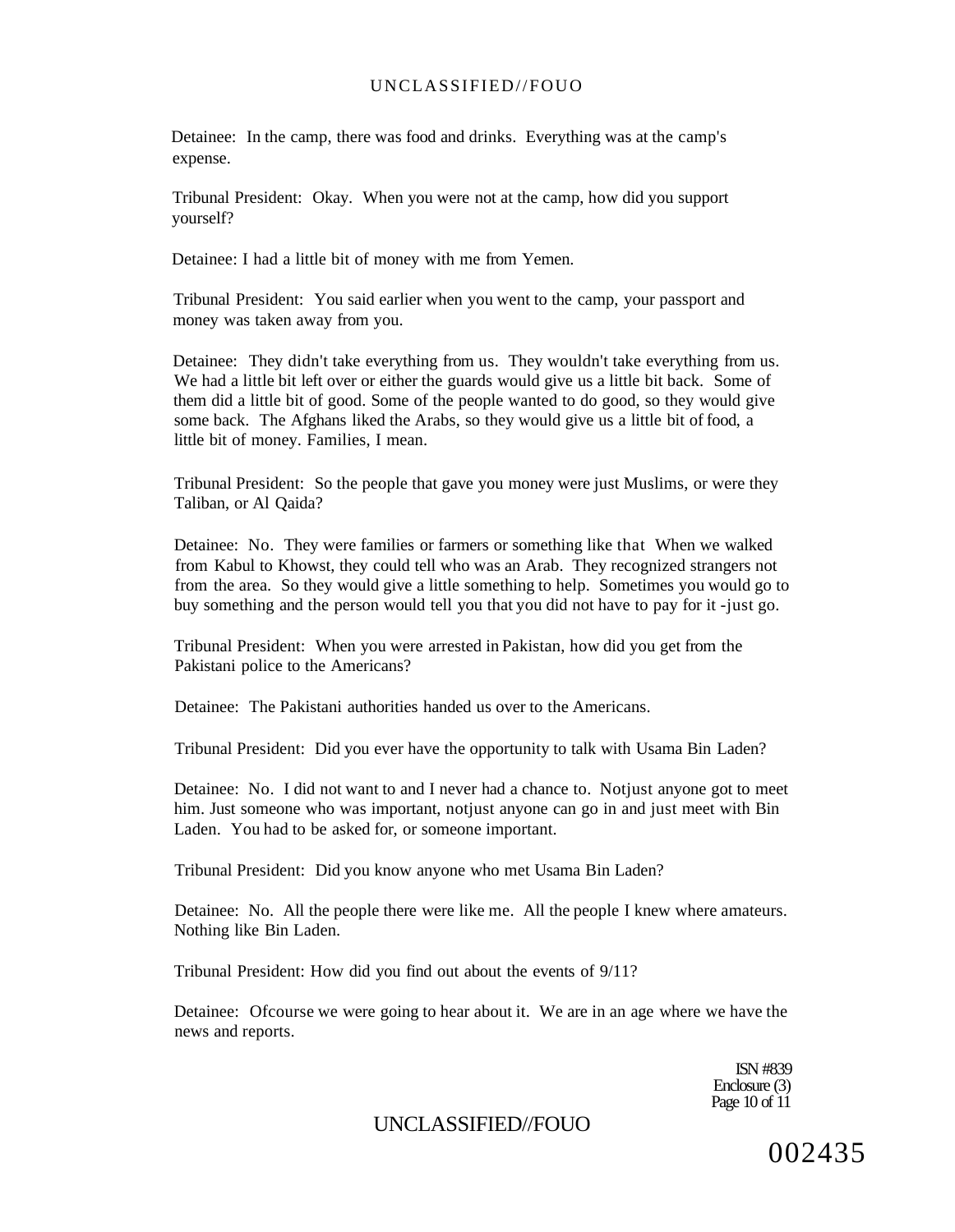Detainee: In the camp, there was food and drinks. Everything was at the camp's expense.

Tribunal President: Okay. When you were not at the camp, how did you support yourself?

Detainee: I had a little bit of money with me from Yemen.

Tribunal President: You said earlier when you went to the camp, your passport and money was taken away from you.

Detainee: They didn't take everything from us. They wouldn't take everything from us. We had a little bit left over or either the guards would give us a little bit back. Some of them did a little bit of good. Some of the people wanted to do good, so they would give some back. The Afghans liked the Arabs, so they would give us a little bit of food, a little bit of money. Families, I mean.

Tribunal President: So the people that gave you money were just Muslims, or were they Taliban, or Al Qaida?

Detainee: No. They were families or farmers or something like that When we walked from Kabul to Khowst, they could tell who was an Arab. They recognized strangers not from the area. So they would give a little something to help. Sometimes you would go to buy something and the person would tell you that you did not have to pay for it -just go.

Tribunal President: When you were arrested in Pakistan, how did you get from the Pakistani police to the Americans?

Detainee: The Pakistani authorities handed us over to the Americans.

Tribunal President: Did you ever have the opportunity to talk with Usama Bin Laden?

Detainee: No. I did not want to and I never had a chance to. Notjust anyone got to meet him. Just someone who was important, notjust anyone can go in and just meet with Bin Laden. You had to be asked for, or someone important.

Tribunal President: Did you know anyone who met Usama Bin Laden?

Detainee: No. All the people there were like me. All the people I knew where amateurs. Nothing like Bin Laden.

Tribunal President: How did you find out about the events of 9/11?

Detainee: Ofcourse we were going to hear about it. We are in an age where we have the news and reports.

ISN #839
Enclosure (3)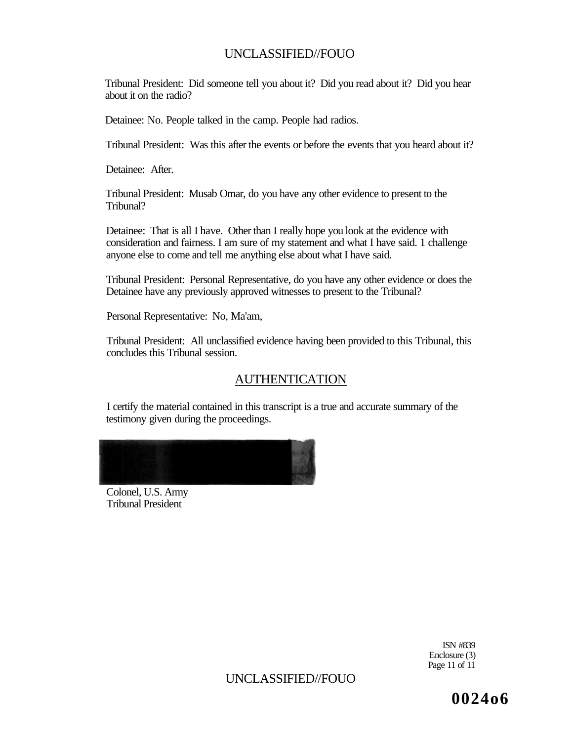Tribunal President: Did someone tell you about it? Did you read about it? Did you hear about it on the radio?

Detainee: No. People talked in the camp. People had radios.

Tribunal President: Was this after the events or before the events that you heard about it?

Detainee: After.

Tribunal President: Musab Omar, do you have any other evidence to present to the Tribunal?

Detainee: That is all I have. Other than I really hope you look at the evidence with consideration and fairness. I am sure of my statement and what I have said. 1 challenge anyone else to come and tell me anything else about what I have said.

Tribunal President: Personal Representative, do you have any other evidence or does the Detainee have any previously approved witnesses to present to the Tribunal?

Personal Representative: No, Ma'am,

Tribunal President: All unclassified evidence having been provided to this Tribunal, this concludes this Tribunal session.

## AUTHENTICATION

I certify the material contained in this transcript is a true and accurate summary of the testimony given during the proceedings.

Colonel, U.S. Army
Tribunal President

ISN #839
Enclosure (3)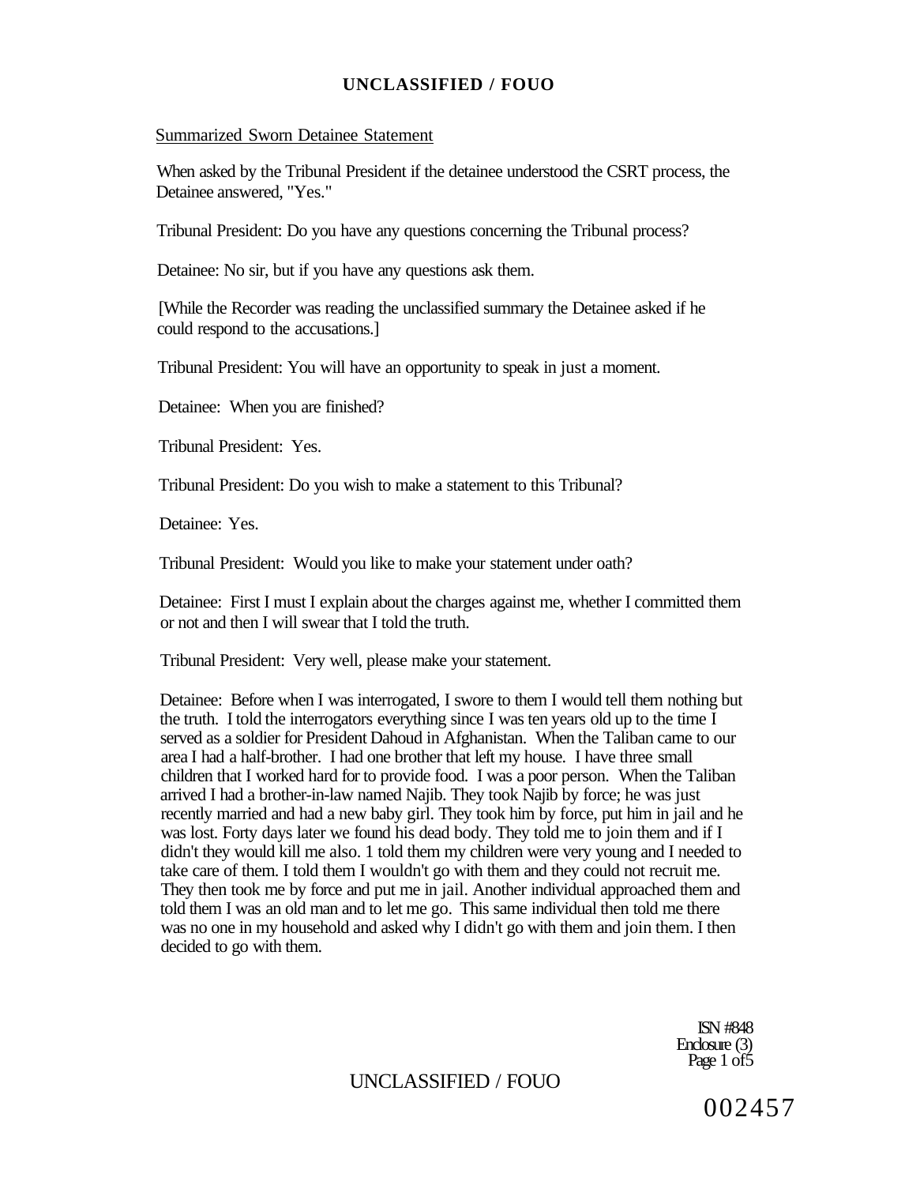Summarized Sworn Detainee Statement

When asked by the Tribunal President if the detainee understood the CSRT process, the Detainee answered, "Yes."

Tribunal President: Do you have any questions concerning the Tribunal process?

Detainee: No sir, but if you have any questions ask them.

[While the Recorder was reading the unclassified summary the Detainee asked if he could respond to the accusations.]

Tribunal President: You will have an opportunity to speak in just a moment.

Detainee: When you are finished?

Tribunal President: Yes.

Tribunal President: Do you wish to make a statement to this Tribunal?

Detainee: Yes.

Tribunal President: Would you like to make your statement under oath?

Detainee: First I must I explain about the charges against me, whether I committed them or not and then I will swear that I told the truth.

Tribunal President: Very well, please make your statement.

Detainee: Before when I was interrogated, I swore to them I would tell them nothing but the truth. I told the interrogators everything since I was ten years old up to the time I served as a soldier for President Dahoud in Afghanistan. When the Taliban came to our area I had a half-brother. I had one brother that left my house. I have three small children that I worked hard for to provide food. I was a poor person. When the Taliban arrived I had a brother-in-law named Najib. They took Najib by force; he was just recently married and had a new baby girl. They took him by force, put him in jail and he was lost. Forty days later we found his dead body. They told me to join them and if I didn't they would kill me also. 1 told them my children were very young and I needed to take care of them. I told them I wouldn't go with them and they could not recruit me. They then took me by force and put me in jail. Another individual approached them and told them I was an old man and to let me go. This same individual then told me there was no one in my household and asked why I didn't go with them and join them. I then decided to go with them.

ISN #848
Enclosure (3)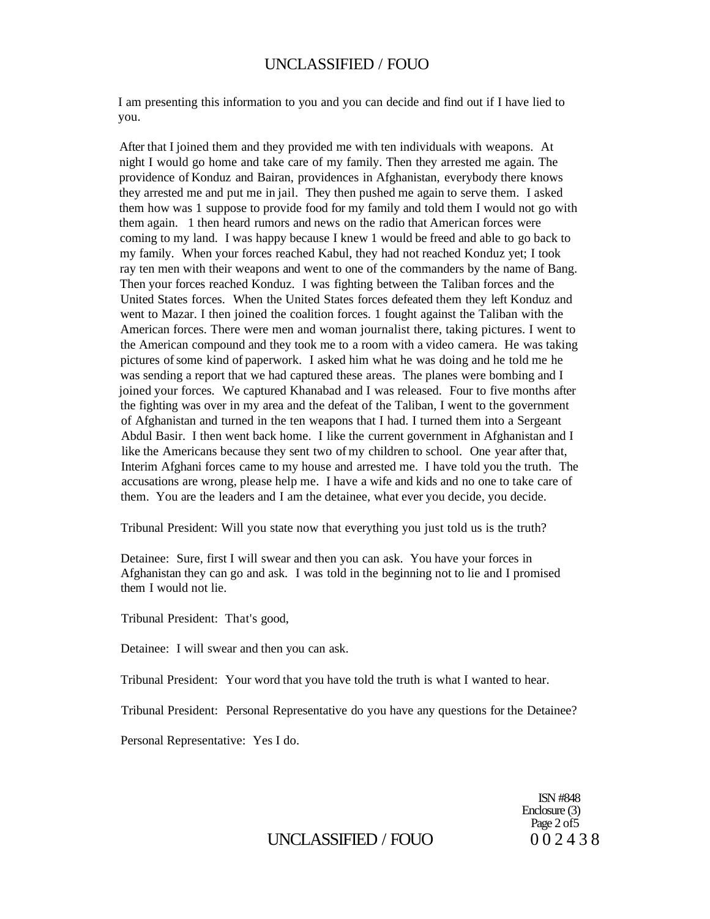I am presenting this information to you and you can decide and find out if I have lied to you.

After that I joined them and they provided me with ten individuals with weapons. At night I would go home and take care of my family. Then they arrested me again. The providence of Konduz and Bairan, providences in Afghanistan, everybody there knows they arrested me and put me in jail. They then pushed me again to serve them. I asked them how was 1 suppose to provide food for my family and told them I would not go with them again. 1 then heard rumors and news on the radio that American forces were coming to my land. I was happy because I knew 1 would be freed and able to go back to my family. When your forces reached Kabul, they had not reached Konduz yet; I took ray ten men with their weapons and went to one of the commanders by the name of Bang. Then your forces reached Konduz. I was fighting between the Taliban forces and the United States forces. When the United States forces defeated them they left Konduz and went to Mazar. I then joined the coalition forces. 1 fought against the Taliban with the American forces. There were men and woman journalist there, taking pictures. I went to the American compound and they took me to a room with a video camera. He was taking pictures of some kind of paperwork. I asked him what he was doing and he told me he was sending a report that we had captured these areas. The planes were bombing and I joined your forces. We captured Khanabad and I was released. Four to five months after the fighting was over in my area and the defeat of the Taliban, I went to the government of Afghanistan and turned in the ten weapons that I had. I turned them into a Sergeant Abdul Basir. I then went back home. I like the current government in Afghanistan and I like the Americans because they sent two of my children to school. One year after that, Interim Afghani forces came to my house and arrested me. I have told you the truth. The accusations are wrong, please help me. I have a wife and kids and no one to take care of them. You are the leaders and I am the detainee, what ever you decide, you decide.

Tribunal President: Will you state now that everything you just told us is the truth?

Detainee: Sure, first I will swear and then you can ask. You have your forces in Afghanistan they can go and ask. I was told in the beginning not to lie and I promised them I would not lie.

Tribunal President: That's good,

Detainee: I will swear and then you can ask.

Tribunal President: Your word that you have told the truth is what I wanted to hear.

Tribunal President: Personal Representative do you have any questions for the Detainee?

Personal Representative: Yes I do.

ISN #848
Enclosure (3)
Page 2 of 5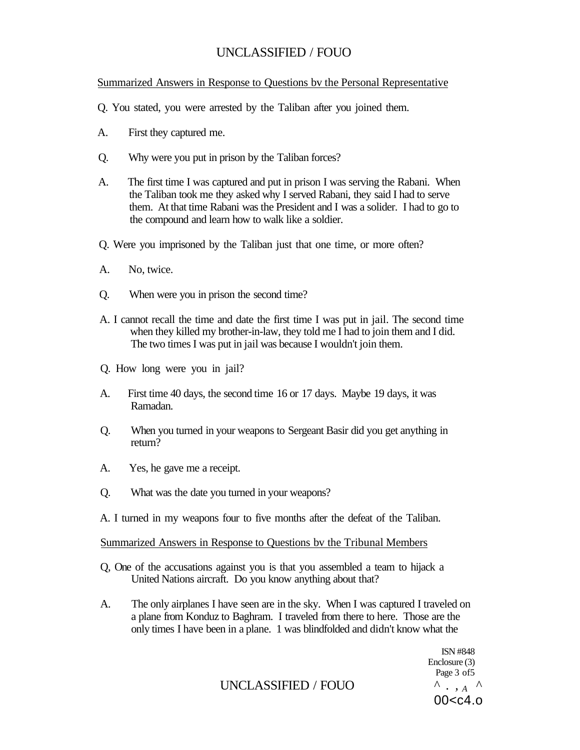Summarized Answers in Response to Questions bv the Personal Representative

Q. You stated, you were arrested by the Taliban after you joined them.

A. First they captured me.

Q. Why were you put in prison by the Taliban forces?

A. The first time I was captured and put in prison I was serving the Rabani. When the Taliban took me they asked why I served Rabani, they said I had to serve them. At that time Rabani was the President and I was a solider. I had to go to the compound and learn how to walk like a soldier.

Q. Were you imprisoned by the Taliban just that one time, or more often?

A. No, twice.

Q. When were you in prison the second time?

A. I cannot recall the time and date the first time I was put in jail. The second time when they killed my brother-in-law, they told me I had to join them and I did. The two times I was put in jail was because I wouldn't join them.

Q. How long were you in jail?

A. First time 40 days, the second time 16 or 17 days. Maybe 19 days, it was Ramadan.

Q. When you turned in your weapons to Sergeant Basir did you get anything in return?

A. Yes, he gave me a receipt.

Q. What was the date you turned in your weapons?

A. I turned in my weapons four to five months after the defeat of the Taliban.

Summarized Answers in Response to Questions bv the Tribunal Members

Q, One of the accusations against you is that you assembled a team to hijack a United Nations aircraft. Do you know anything about that?

A. The only airplanes I have seen are in the sky. When I was captured I traveled on a plane from Konduz to Baghram. I traveled from there to here. Those are the only times I have been in a plane. 1 was blindfolded and didn't know what the

ISN #848
Enclosure (3)
Page 3 of5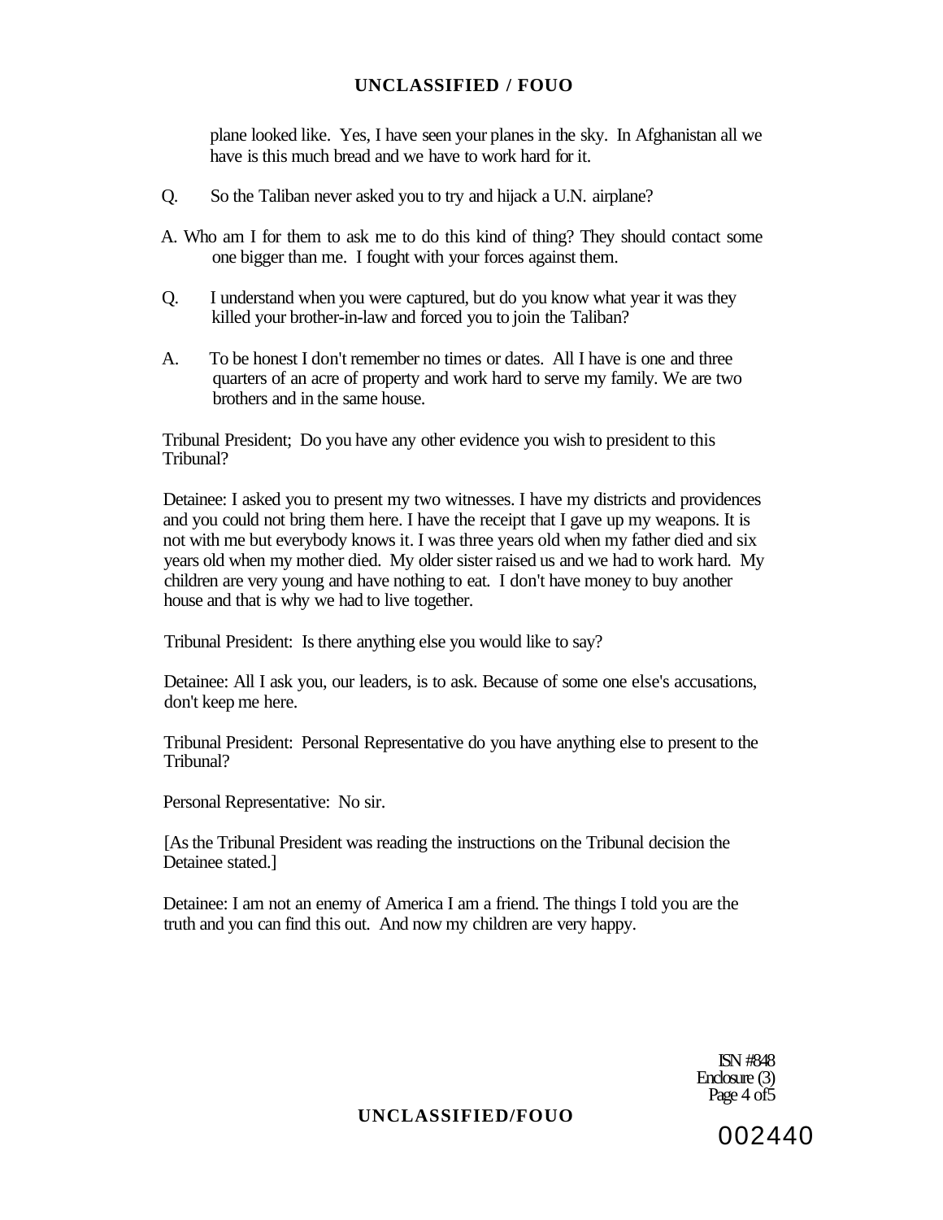plane looked like. Yes, I have seen your planes in the sky. In Afghanistan all we have is this much bread and we have to work hard for it.

Q. So the Taliban never asked you to try and hijack a U.N. airplane?

A. Who am I for them to ask me to do this kind of thing? They should contact some one bigger than me. I fought with your forces against them.

Q. I understand when you were captured, but do you know what year it was they killed your brother-in-law and forced you to join the Taliban?

A. To be honest I don't remember no times or dates. All I have is one and three quarters of an acre of property and work hard to serve my family. We are two brothers and in the same house.

Tribunal President; Do you have any other evidence you wish to president to this Tribunal?

Detainee: I asked you to present my two witnesses. I have my districts and providences and you could not bring them here. I have the receipt that I gave up my weapons. It is not with me but everybody knows it. I was three years old when my father died and six years old when my mother died. My older sister raised us and we had to work hard. My children are very young and have nothing to eat. I don't have money to buy another house and that is why we had to live together.

Tribunal President: Is there anything else you would like to say?

Detainee: All I ask you, our leaders, is to ask. Because of some one else's accusations, don't keep me here.

Tribunal President: Personal Representative do you have anything else to present to the Tribunal?

Personal Representative: No sir.

[As the Tribunal President was reading the instructions on the Tribunal decision the Detainee stated.]

Detainee: I am not an enemy of America I am a friend. The things I told you are the truth and you can find this out. And now my children are very happy.

ISN #848
Enclosure (3)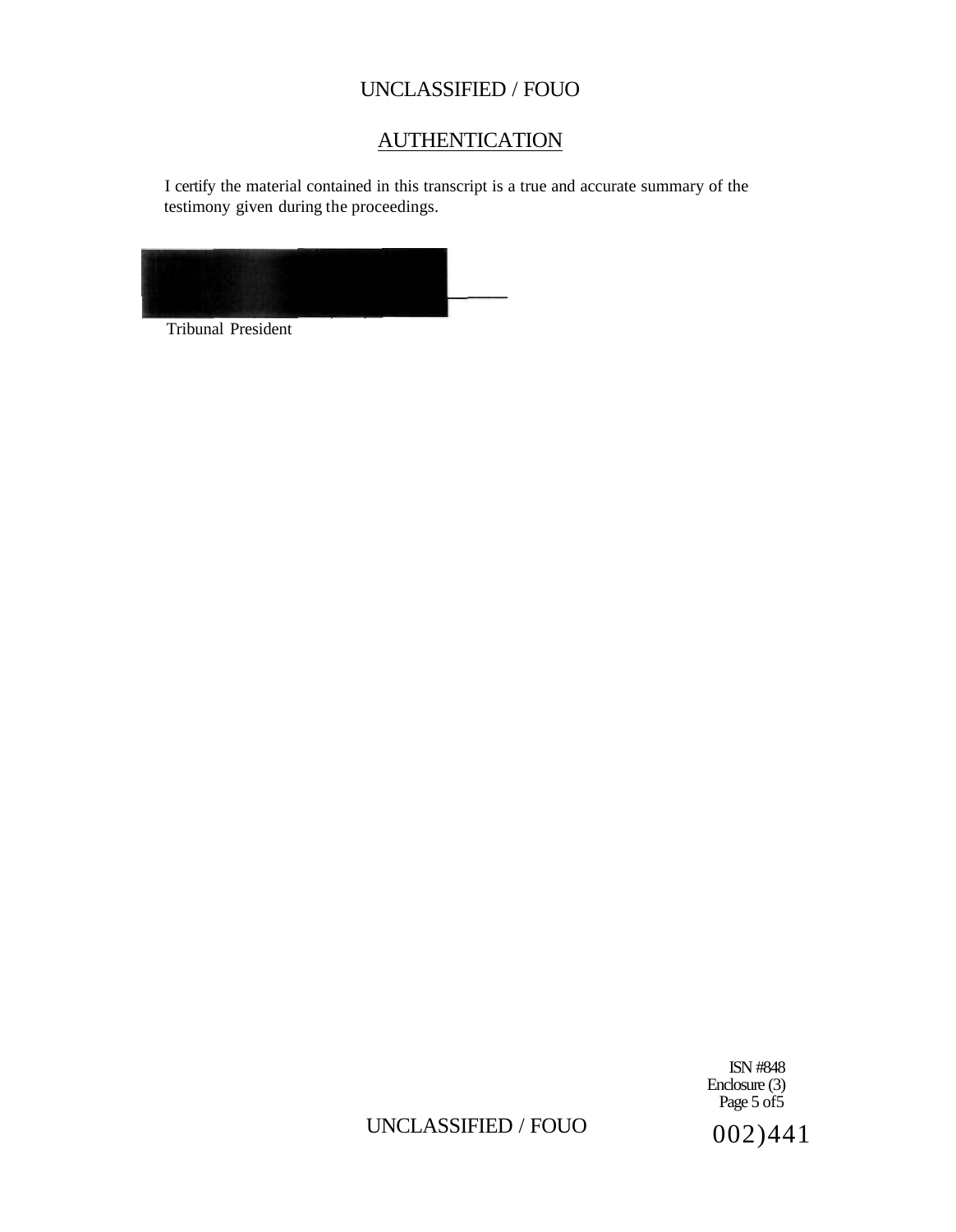UNCLASSIFIED / FOUO

## AUTHENTICATION

I certify the material contained in this transcript is a true and accurate summary of the testimony given during the proceedings.

Tribunal President

ISN #848
Enclosure (3)
Page 5 of5

UNCLASSIFIED / FOUO

002)441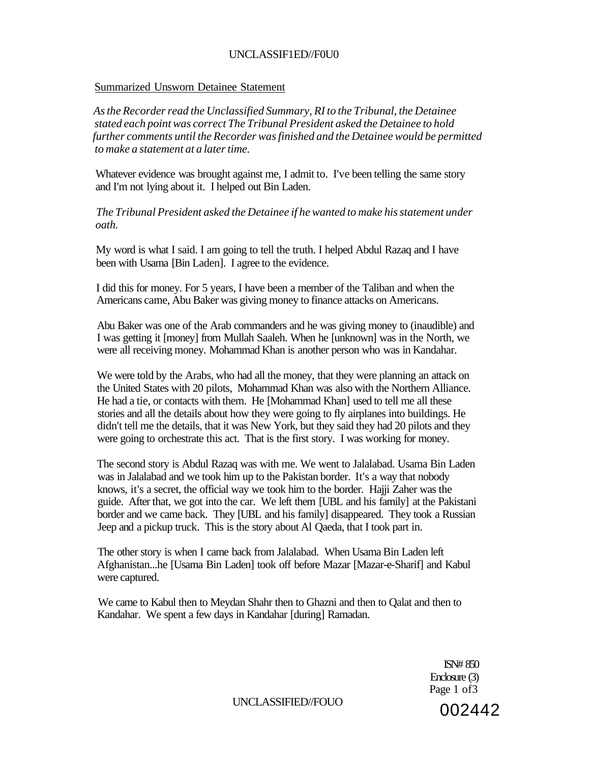Summarized Unsworn Detainee Statement

*As the Recorder read the Unclassified Summary, RI to the Tribunal, the Detainee stated each point was correct The Tribunal President asked the Detainee to hold further comments until the Recorder was finished and the Detainee would be permitted to make a statement at a later time.*

Whatever evidence was brought against me, I admit to. I've been telling the same story and I'm not lying about it. I helped out Bin Laden.

*The Tribunal President asked the Detainee if he wanted to make his statement under oath.*

My word is what I said. I am going to tell the truth. I helped Abdul Razaq and I have been with Usama [Bin Laden]. I agree to the evidence.

I did this for money. For 5 years, I have been a member of the Taliban and when the Americans came, Abu Baker was giving money to finance attacks on Americans.

Abu Baker was one of the Arab commanders and he was giving money to (inaudible) and I was getting it [money] from Mullah Saaleh. When he [unknown] was in the North, we were all receiving money. Mohammad Khan is another person who was in Kandahar.

We were told by the Arabs, who had all the money, that they were planning an attack on the United States with 20 pilots, Mohammad Khan was also with the Northern Alliance. He had a tie, or contacts with them. He [Mohammad Khan] used to tell me all these stories and all the details about how they were going to fly airplanes into buildings. He didn't tell me the details, that it was New York, but they said they had 20 pilots and they were going to orchestrate this act. That is the first story. I was working for money.

The second story is Abdul Razaq was with me. We went to Jalalabad. Usama Bin Laden was in Jalalabad and we took him up to the Pakistan border. It's a way that nobody knows, it's a secret, the official way we took him to the border. Hajji Zaher was the guide. After that, we got into the car. We left them [UBL and his family] at the Pakistani border and we came back. They [UBL and his family] disappeared. They took a Russian Jeep and a pickup truck. This is the story about Al Qaeda, that I took part in.

The other story is when I came back from Jalalabad. When Usama Bin Laden left Afghanistan...he [Usama Bin Laden] took off before Mazar [Mazar-e-Sharif] and Kabul were captured.

We came to Kabul then to Meydan Shahr then to Ghazni and then to Qalat and then to Kandahar. We spent a few days in Kandahar [during] Ramadan.

ISN# 850
Enclosure (3)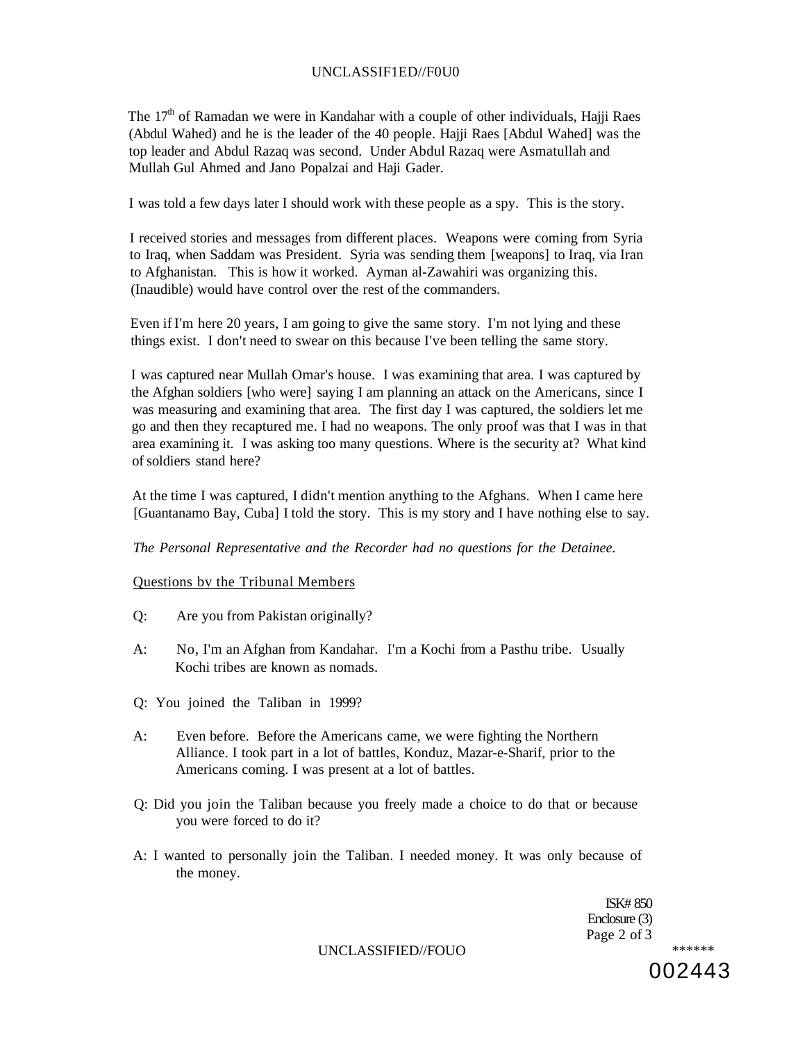The 17th of Ramadan we were in Kandahar with a couple of other individuals, Hajji Raes (Abdul Wahed) and he is the leader of the 40 people. Hajji Raes [Abdul Wahed] was the top leader and Abdul Razaq was second. Under Abdul Razaq were Asmatullah and Mullah Gul Ahmed and Jano Popalzai and Haji Gader.

I was told a few days later I should work with these people as a spy. This is the story.

I received stories and messages from different places. Weapons were coming from Syria to Iraq, when Saddam was President. Syria was sending them [weapons] to Iraq, via Iran to Afghanistan. This is how it worked. Ayman al-Zawahiri was organizing this. (Inaudible) would have control over the rest of the commanders.

Even if I'm here 20 years, I am going to give the same story. I'm not lying and these things exist. I don't need to swear on this because I've been telling the same story.

I was captured near Mullah Omar's house. I was examining that area. I was captured by the Afghan soldiers [who were] saying I am planning an attack on the Americans, since I was measuring and examining that area. The first day I was captured, the soldiers let me go and then they recaptured me. I had no weapons. The only proof was that I was in that area examining it. I was asking too many questions. Where is the security at? What kind of soldiers stand here?

At the time I was captured, I didn't mention anything to the Afghans. When I came here [Guantanamo Bay, Cuba] I told the story. This is my story and I have nothing else to say.

*The Personal Representative and the Recorder had no questions for the Detainee.*

Questions bv the Tribunal Members

Q: Are you from Pakistan originally?

A: No, I'm an Afghan from Kandahar. I'm a Kochi from a Pasthu tribe. Usually Kochi tribes are known as nomads.

Q: You joined the Taliban in 1999?

A: Even before. Before the Americans came, we were fighting the Northern Alliance. I took part in a lot of battles, Konduz, Mazar-e-Sharif, prior to the Americans coming. I was present at a lot of battles.

Q: Did you join the Taliban because you freely made a choice to do that or because you were forced to do it?

A: I wanted to personally join the Taliban. I needed money. It was only because of the money.

ISK# 850
Enclosure (3)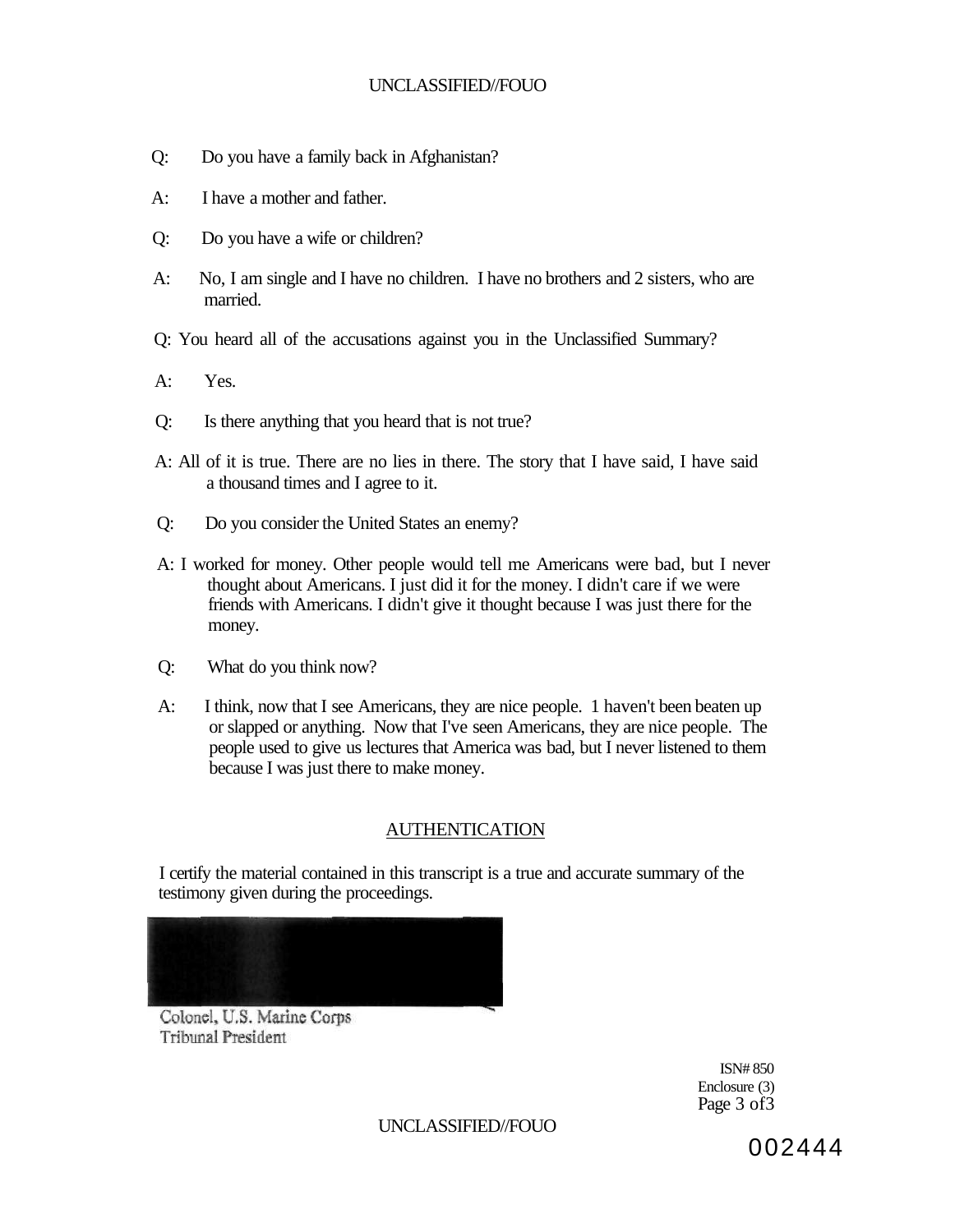Q: Do you have a family back in Afghanistan?

A: I have a mother and father.

Q: Do you have a wife or children?

A: No, I am single and I have no children. I have no brothers and 2 sisters, who are married.

Q: You heard all of the accusations against you in the Unclassified Summary?

A: Yes.

Q: Is there anything that you heard that is not true?

A: All of it is true. There are no lies in there. The story that I have said, I have said a thousand times and I agree to it.

Q: Do you consider the United States an enemy?

A: I worked for money. Other people would tell me Americans were bad, but I never thought about Americans. I just did it for the money. I didn't care if we were friends with Americans. I didn't give it thought because I was just there for the money.

Q: What do you think now?

A: I think, now that I see Americans, they are nice people. 1 haven't been beaten up or slapped or anything. Now that I've seen Americans, they are nice people. The people used to give us lectures that America was bad, but I never listened to them because I was just there to make money.

## AUTHENTICATION

I certify the material contained in this transcript is a true and accurate summary of the testimony given during the proceedings.

Colonel, U.S. Marine Corps
Tribunal President

ISN# 850
Enclosure (3)
Page 3 of3

002444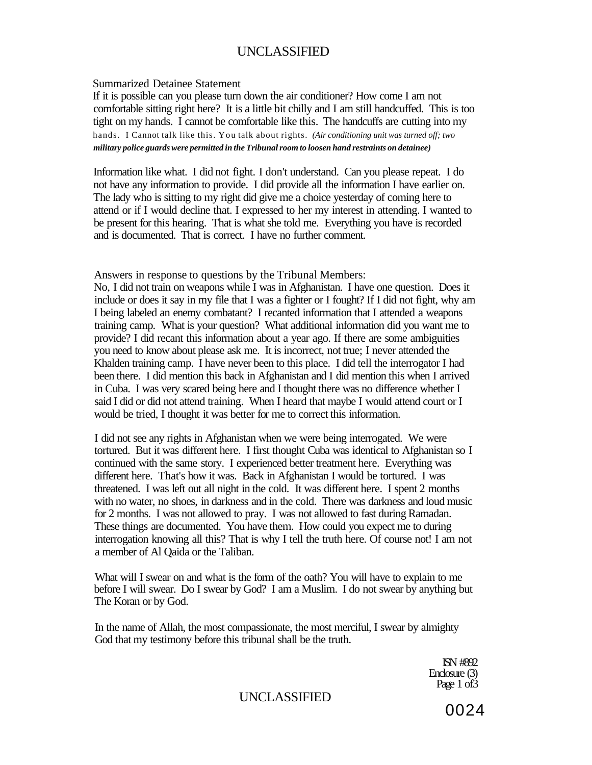Summarized Detainee Statement

If it is possible can you please turn down the air conditioner? How come I am not comfortable sitting right here? It is a little bit chilly and I am still handcuffed. This is too tight on my hands. I cannot be comfortable like this. The handcuffs are cutting into my hands. I Cannot talk like this. You talk about rights. ***(Air conditioning unit was turned off; two military police guards were permitted in the Tribunal room to loosen hand restraints on detainee)***

Information like what. I did not fight. I don't understand. Can you please repeat. I do not have any information to provide. I did provide all the information I have earlier on. The lady who is sitting to my right did give me a choice yesterday of coming here to attend or if I would decline that. I expressed to her my interest in attending. I wanted to be present for this hearing. That is what she told me. Everything you have is recorded and is documented. That is correct. I have no further comment.

Answers in response to questions by the Tribunal Members:

No, I did not train on weapons while I was in Afghanistan. I have one question. Does it include or does it say in my file that I was a fighter or I fought? If I did not fight, why am I being labeled an enemy combatant? I recanted information that I attended a weapons training camp. What is your question? What additional information did you want me to provide? I did recant this information about a year ago. If there are some ambiguities you need to know about please ask me. It is incorrect, not true; I never attended the Khalden training camp. I have never been to this place. I did tell the interrogator I had been there. I did mention this back in Afghanistan and I did mention this when I arrived in Cuba. I was very scared being here and I thought there was no difference whether I said I did or did not attend training. When I heard that maybe I would attend court or I would be tried, I thought it was better for me to correct this information.

I did not see any rights in Afghanistan when we were being interrogated. We were tortured. But it was different here. I first thought Cuba was identical to Afghanistan so I continued with the same story. I experienced better treatment here. Everything was different here. That's how it was. Back in Afghanistan I would be tortured. I was threatened. I was left out all night in the cold. It was different here. I spent 2 months with no water, no shoes, in darkness and in the cold. There was darkness and loud music for 2 months. I was not allowed to pray. I was not allowed to fast during Ramadan. These things are documented. You have them. How could you expect me to during interrogation knowing all this? That is why I tell the truth here. Of course not! I am not a member of Al Qaida or the Taliban.

What will I swear on and what is the form of the oath? You will have to explain to me before I will swear. Do I swear by God? I am a Muslim. I do not swear by anything but The Koran or by God.

In the name of Allah, the most compassionate, the most merciful, I swear by almighty God that my testimony before this tribunal shall be the truth.

ISN #892
Enclosure (3)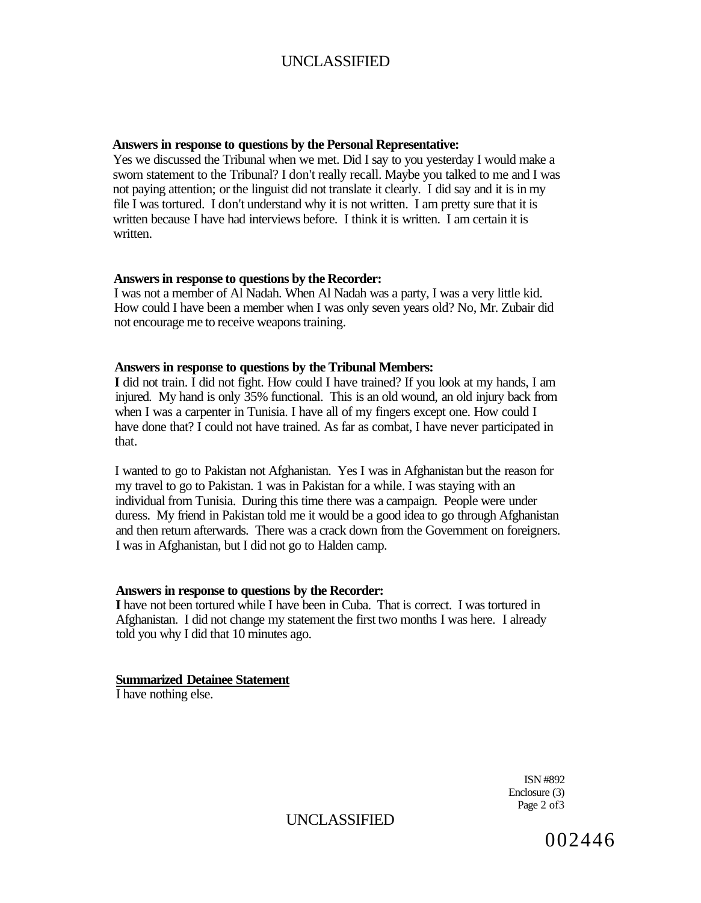**Answers in response to questions by the Personal Representative:**

Yes we discussed the Tribunal when we met. Did I say to you yesterday I would make a sworn statement to the Tribunal? I don't really recall. Maybe you talked to me and I was not paying attention; or the linguist did not translate it clearly. I did say and it is in my file I was tortured. I don't understand why it is not written. I am pretty sure that it is written because I have had interviews before. I think it is written. I am certain it is written.

**Answers in response to questions by the Recorder:**

I was not a member of Al Nadah. When Al Nadah was a party, I was a very little kid. How could I have been a member when I was only seven years old? No, Mr. Zubair did not encourage me to receive weapons training.

**Answers in response to questions by the Tribunal Members:**

**I** did not train. I did not fight. How could I have trained? If you look at my hands, I am injured. My hand is only 35% functional. This is an old wound, an old injury back from when I was a carpenter in Tunisia. I have all of my fingers except one. How could I have done that? I could not have trained. As far as combat, I have never participated in that.

I wanted to go to Pakistan not Afghanistan. Yes I was in Afghanistan but the reason for my travel to go to Pakistan. 1 was in Pakistan for a while. I was staying with an individual from Tunisia. During this time there was a campaign. People were under duress. My friend in Pakistan told me it would be a good idea to go through Afghanistan and then return afterwards. There was a crack down from the Government on foreigners. I was in Afghanistan, but I did not go to Halden camp.

**Answers in response to questions by the Recorder:**

**I** have not been tortured while I have been in Cuba. That is correct. I was tortured in Afghanistan. I did not change my statement the first two months I was here. I already told you why I did that 10 minutes ago.

**<u>Summarized Detainee Statement</u>**

I have nothing else.

ISN #892
Enclosure (3)
Page 2 of3

002446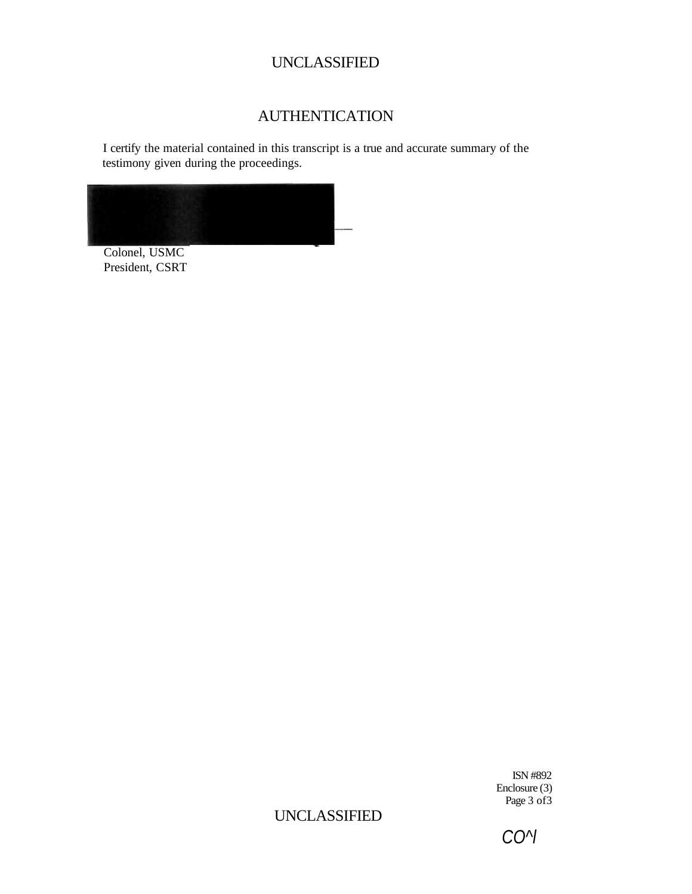# AUTHENTICATION

I certify the material contained in this transcript is a true and accurate summary of the testimony given during the proceedings.

Colonel, USMC
President, CSRT

ISN #892
Enclosure (3)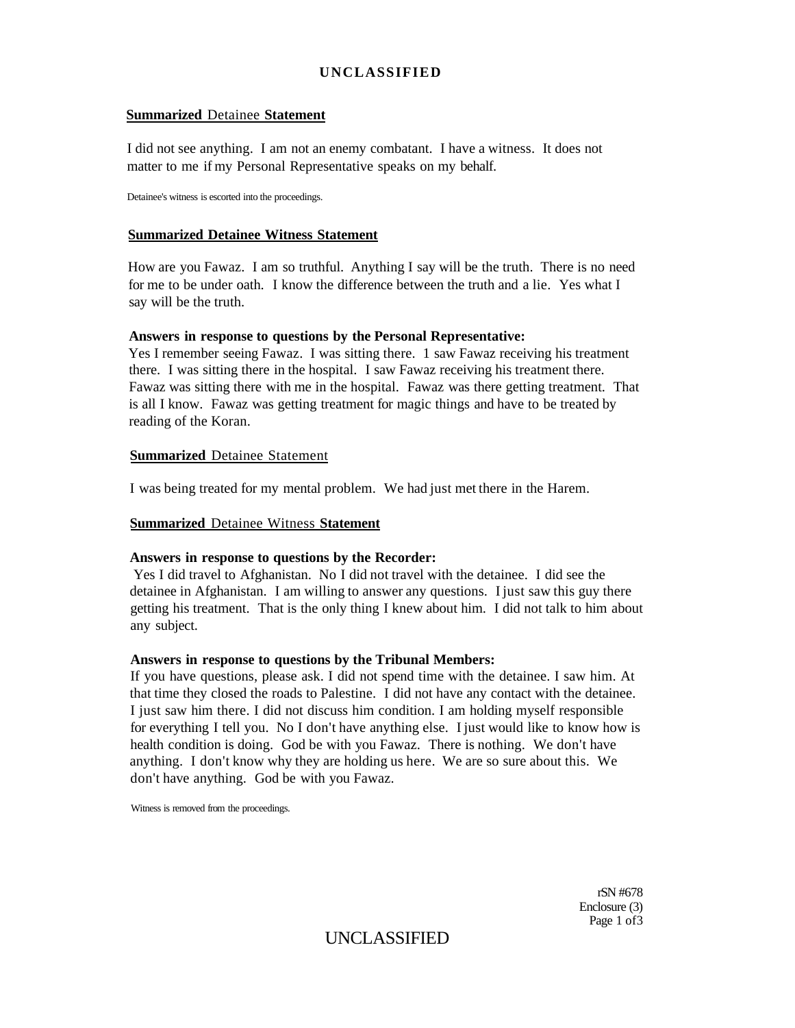**Summarized** Detainee **Statement**

I did not see anything. I am not an enemy combatant. I have a witness. It does not matter to me if my Personal Representative speaks on my behalf.

Detainee's witness is escorted into the proceedings.

**Summarized Detainee Witness Statement**

How are you Fawaz. I am so truthful. Anything I say will be the truth. There is no need for me to be under oath. I know the difference between the truth and a lie. Yes what I say will be the truth.

**Answers in response to questions by the Personal Representative:**
Yes I remember seeing Fawaz. I was sitting there. 1 saw Fawaz receiving his treatment there. I was sitting there in the hospital. I saw Fawaz receiving his treatment there. Fawaz was sitting there with me in the hospital. Fawaz was there getting treatment. That is all I know. Fawaz was getting treatment for magic things and have to be treated by reading of the Koran.

**Summarized** Detainee Statement

I was being treated for my mental problem. We had just met there in the Harem.

**Summarized** Detainee Witness **Statement**

**Answers in response to questions by the Recorder:**
Yes I did travel to Afghanistan. No I did not travel with the detainee. I did see the detainee in Afghanistan. I am willing to answer any questions. I just saw this guy there getting his treatment. That is the only thing I knew about him. I did not talk to him about any subject.

**Answers in response to questions by the Tribunal Members:**
If you have questions, please ask. I did not spend time with the detainee. I saw him. At that time they closed the roads to Palestine. I did not have any contact with the detainee. I just saw him there. I did not discuss him condition. I am holding myself responsible for everything I tell you. No I don't have anything else. I just would like to know how is health condition is doing. God be with you Fawaz. There is nothing. We don't have anything. I don't know why they are holding us here. We are so sure about this. We don't have anything. God be with you Fawaz.

Witness is removed from the proceedings.

rSN #678
Enclosure (3)
Page 1 of3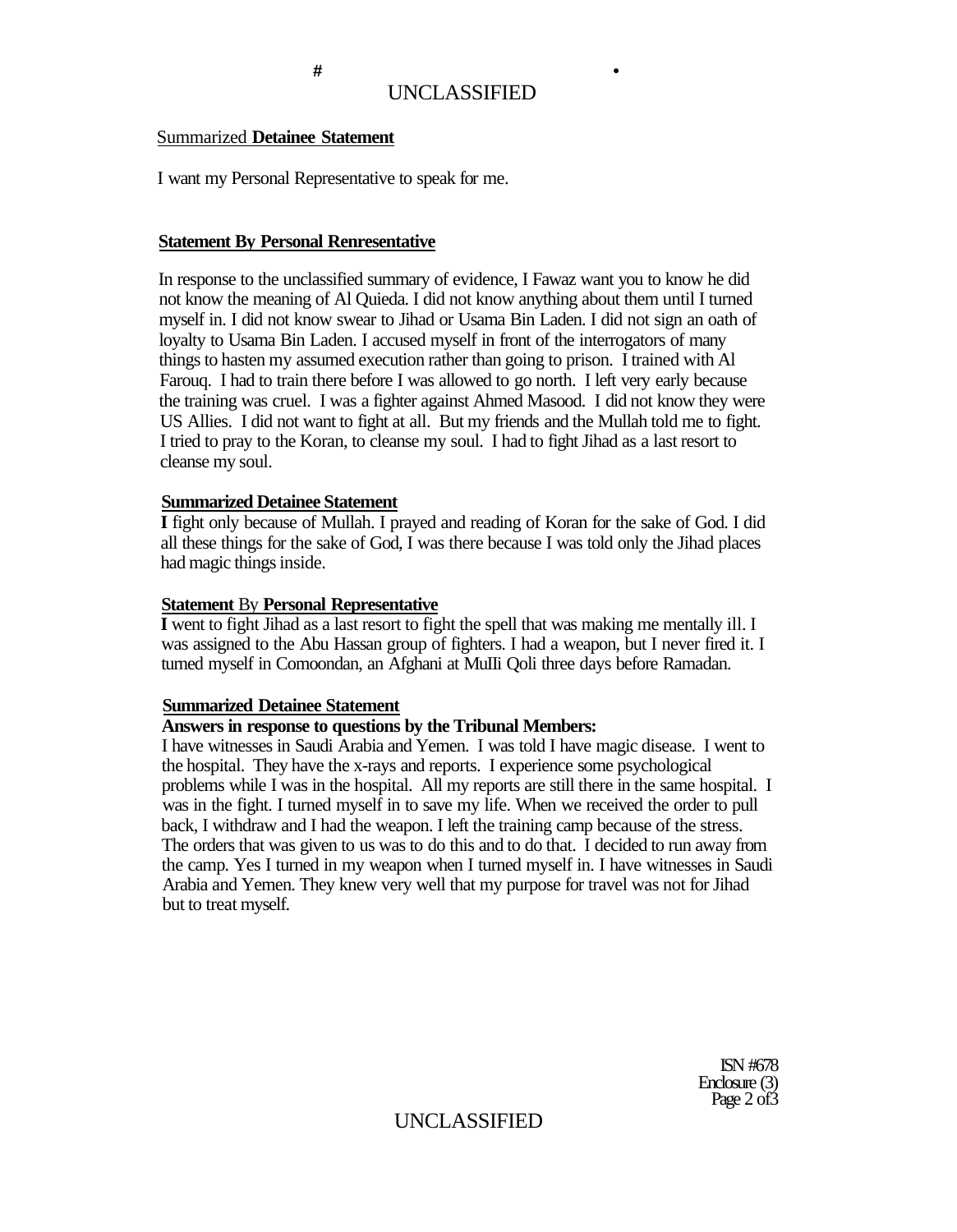Summarized **Detainee Statement**

I want my Personal Representative to speak for me.

**Statement By Personal Renresentative**

In response to the unclassified summary of evidence, I Fawaz want you to know he did not know the meaning of Al Quieda. I did not know anything about them until I turned myself in. I did not know swear to Jihad or Usama Bin Laden. I did not sign an oath of loyalty to Usama Bin Laden. I accused myself in front of the interrogators of many things to hasten my assumed execution rather than going to prison. I trained with Al Farouq. I had to train there before I was allowed to go north. I left very early because the training was cruel. I was a fighter against Ahmed Masood. I did not know they were US Allies. I did not want to fight at all. But my friends and the Mullah told me to fight. I tried to pray to the Koran, to cleanse my soul. I had to fight Jihad as a last resort to cleanse my soul.

**Summarized Detainee Statement**

**I** fight only because of Mullah. I prayed and reading of Koran for the sake of God. I did all these things for the sake of God, I was there because I was told only the Jihad places had magic things inside.

**Statement** By **Personal Representative**

**I** went to fight Jihad as a last resort to fight the spell that was making me mentally ill. I was assigned to the Abu Hassan group of fighters. I had a weapon, but I never fired it. I turned myself in Comoondan, an Afghani at MuIIi Qoli three days before Ramadan.

**Summarized Detainee Statement**

**Answers in response to questions by the Tribunal Members:**

I have witnesses in Saudi Arabia and Yemen. I was told I have magic disease. I went to the hospital. They have the x-rays and reports. I experience some psychological problems while I was in the hospital. All my reports are still there in the same hospital. I was in the fight. I turned myself in to save my life. When we received the order to pull back, I withdraw and I had the weapon. I left the training camp because of the stress. The orders that was given to us was to do this and to do that. I decided to run away from the camp. Yes I turned in my weapon when I turned myself in. I have witnesses in Saudi Arabia and Yemen. They knew very well that my purpose for travel was not for Jihad but to treat myself.

ISN #678
Enclosure (3)
Page 2 of3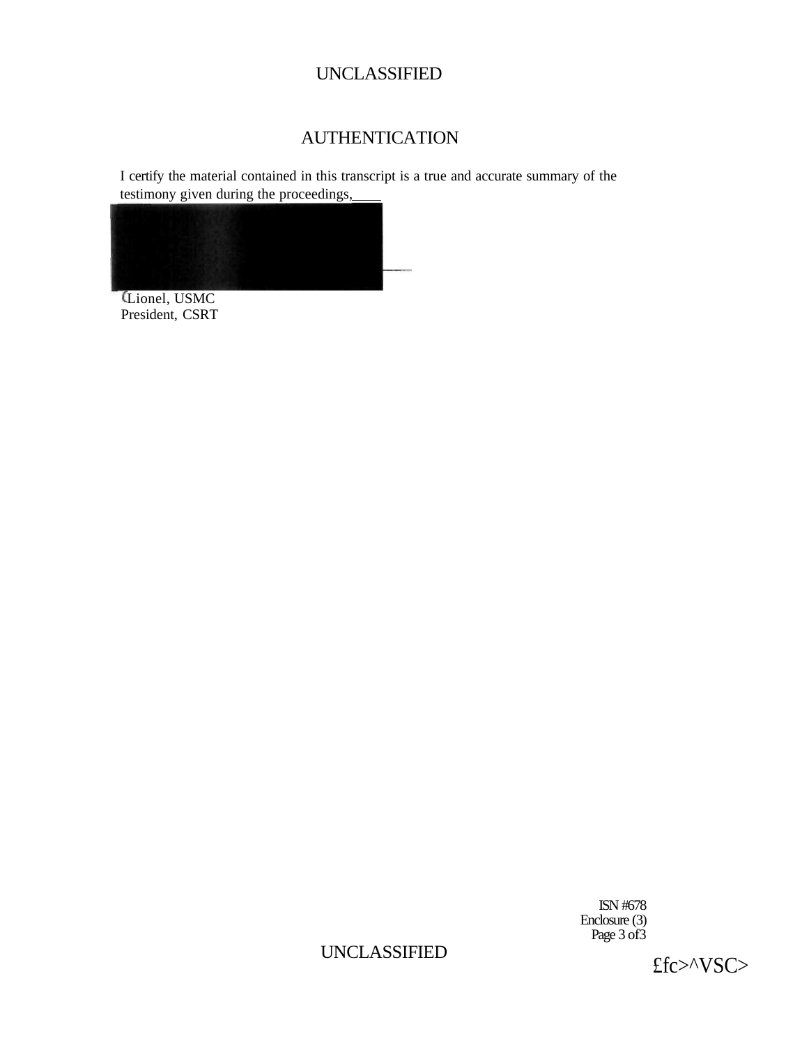# AUTHENTICATION

I certify the material contained in this transcript is a true and accurate summary of the testimony given during the proceedings,\_\_\_\_

Lionel, USMC
President, CSRT

ISN #678
Enclosure (3)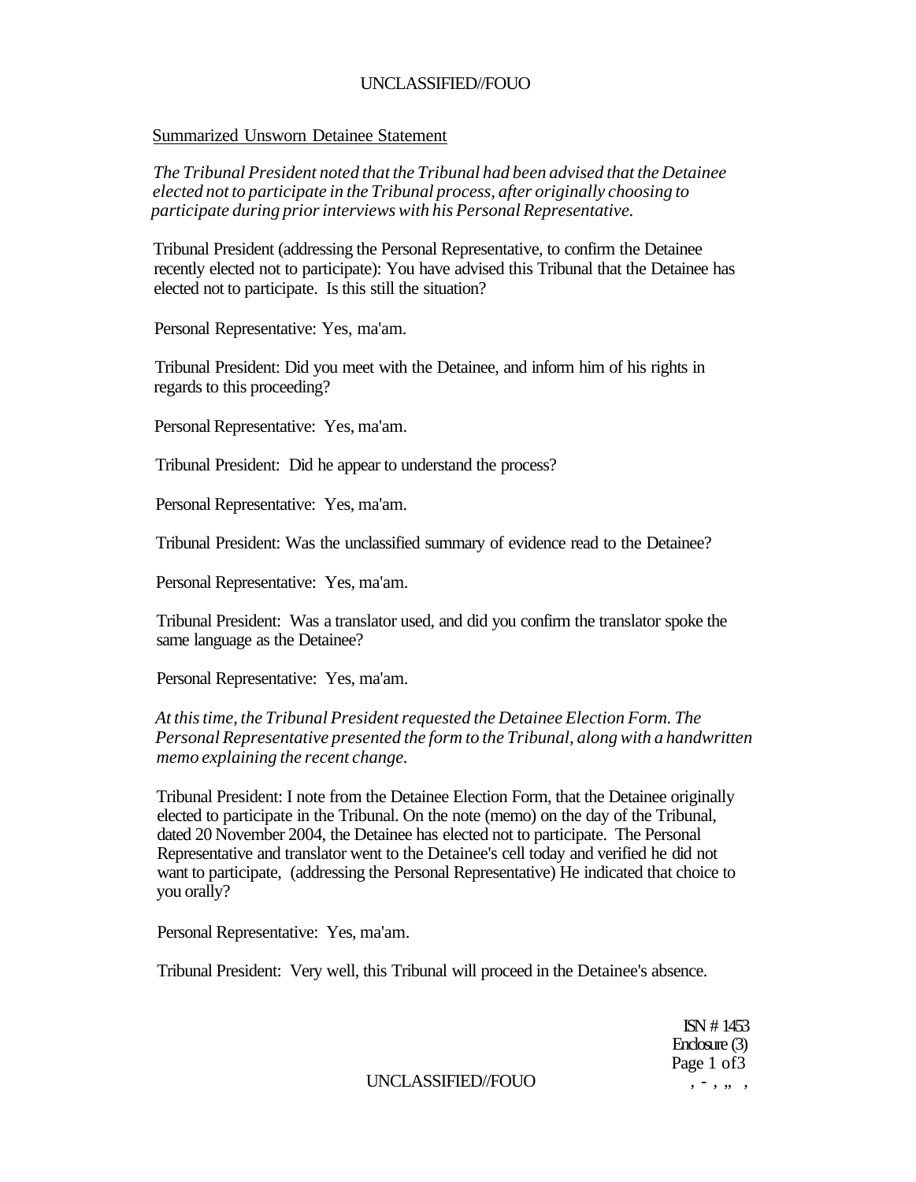Summarized Unsworn Detainee Statement

*The Tribunal President noted that the Tribunal had been advised that the Detainee elected not to participate in the Tribunal process, after originally choosing to participate during prior interviews with his Personal Representative.*

Tribunal President (addressing the Personal Representative, to confirm the Detainee recently elected not to participate): You have advised this Tribunal that the Detainee has elected not to participate. Is this still the situation?

Personal Representative: Yes, ma'am.

Tribunal President: Did you meet with the Detainee, and inform him of his rights in regards to this proceeding?

Personal Representative: Yes, ma'am.

Tribunal President: Did he appear to understand the process?

Personal Representative: Yes, ma'am.

Tribunal President: Was the unclassified summary of evidence read to the Detainee?

Personal Representative: Yes, ma'am.

Tribunal President: Was a translator used, and did you confirm the translator spoke the same language as the Detainee?

Personal Representative: Yes, ma'am.

*At this time, the Tribunal President requested the Detainee Election Form. The Personal Representative presented the form to the Tribunal, along with a handwritten memo explaining the recent change.*

Tribunal President: I note from the Detainee Election Form, that the Detainee originally elected to participate in the Tribunal. On the note (memo) on the day of the Tribunal, dated 20 November 2004, the Detainee has elected not to participate. The Personal Representative and translator went to the Detainee's cell today and verified he did not want to participate, (addressing the Personal Representative) He indicated that choice to you orally?

Personal Representative: Yes, ma'am.

Tribunal President: Very well, this Tribunal will proceed in the Detainee's absence.

ISN # 1453
Enclosure (3)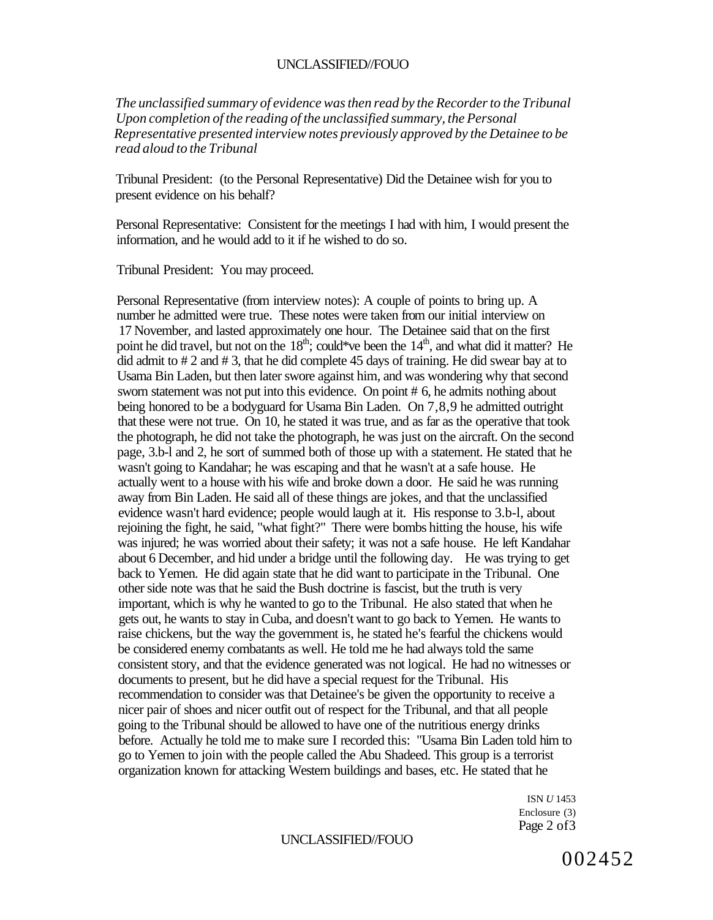*The unclassified summary of evidence was then read by the Recorder to the Tribunal Upon completion of the reading of the unclassified summary, the Personal Representative presented interview notes previously approved by the Detainee to be read aloud to the Tribunal*

Tribunal President: (to the Personal Representative) Did the Detainee wish for you to present evidence on his behalf?

Personal Representative: Consistent for the meetings I had with him, I would present the information, and he would add to it if he wished to do so.

Tribunal President: You may proceed.

Personal Representative (from interview notes): A couple of points to bring up. A number he admitted were true. These notes were taken from our initial interview on 17 November, and lasted approximately one hour. The Detainee said that on the first point he did travel, but not on the 18th; could*ve been the 14th, and what did it matter? He did admit to # 2 and # 3, that he did complete 45 days of training. He did swear bay at to Usama Bin Laden, but then later swore against him, and was wondering why that second sworn statement was not put into this evidence. On point # 6, he admits nothing about being honored to be a bodyguard for Usama Bin Laden. On 7,8,9 he admitted outright that these were not true. On 10, he stated it was true, and as far as the operative that took the photograph, he did not take the photograph, he was just on the aircraft. On the second page, 3.b-l and 2, he sort of summed both of those up with a statement. He stated that he wasn't going to Kandahar; he was escaping and that he wasn't at a safe house. He actually went to a house with his wife and broke down a door. He said he was running away from Bin Laden. He said all of these things are jokes, and that the unclassified evidence wasn't hard evidence; people would laugh at it. His response to 3.b-l, about rejoining the fight, he said, "what fight?" There were bombs hitting the house, his wife was injured; he was worried about their safety; it was not a safe house. He left Kandahar about 6 December, and hid under a bridge until the following day. He was trying to get back to Yemen. He did again state that he did want to participate in the Tribunal. One other side note was that he said the Bush doctrine is fascist, but the truth is very important, which is why he wanted to go to the Tribunal. He also stated that when he gets out, he wants to stay in Cuba, and doesn't want to go back to Yemen. He wants to raise chickens, but the way the government is, he stated he's fearful the chickens would be considered enemy combatants as well. He told me he had always told the same consistent story, and that the evidence generated was not logical. He had no witnesses or documents to present, but he did have a special request for the Tribunal. His recommendation to consider was that Detainee's be given the opportunity to receive a nicer pair of shoes and nicer outfit out of respect for the Tribunal, and that all people going to the Tribunal should be allowed to have one of the nutritious energy drinks before. Actually he told me to make sure I recorded this: "Usama Bin Laden told him to go to Yemen to join with the people called the Abu Shadeed. This group is a terrorist organization known for attacking Western buildings and bases, etc. He stated that he

ISN *U* 1453
Enclosure (3)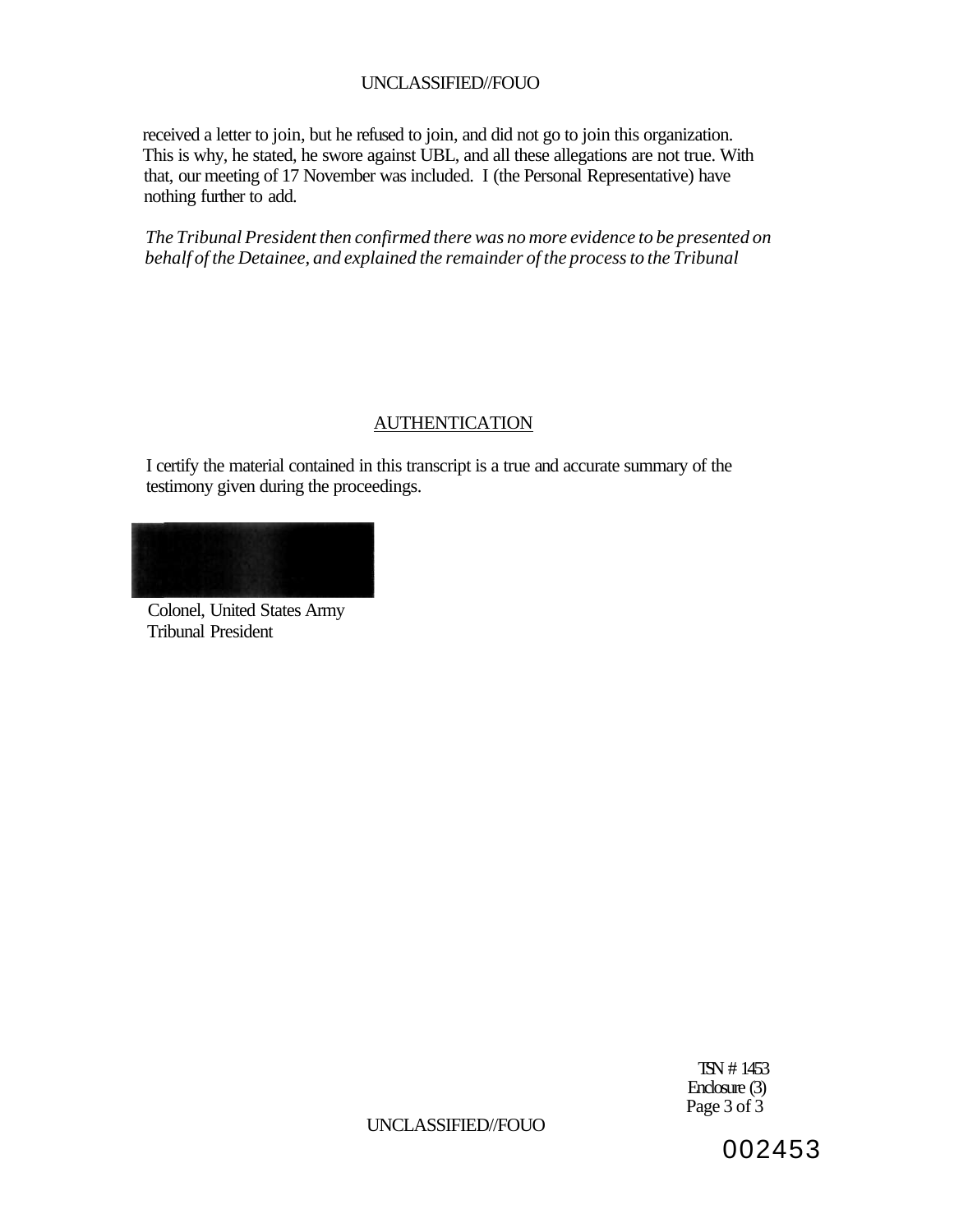received a letter to join, but he refused to join, and did not go to join this organization. This is why, he stated, he swore against UBL, and all these allegations are not true. With that, our meeting of 17 November was included. I (the Personal Representative) have nothing further to add.

*The Tribunal President then confirmed there was no more evidence to be presented on behalf of the Detainee, and explained the remainder of the process to the Tribunal*

## AUTHENTICATION

I certify the material contained in this transcript is a true and accurate summary of the testimony given during the proceedings.

Colonel, United States Army
Tribunal President

TSN # 1453
Enclosure (3)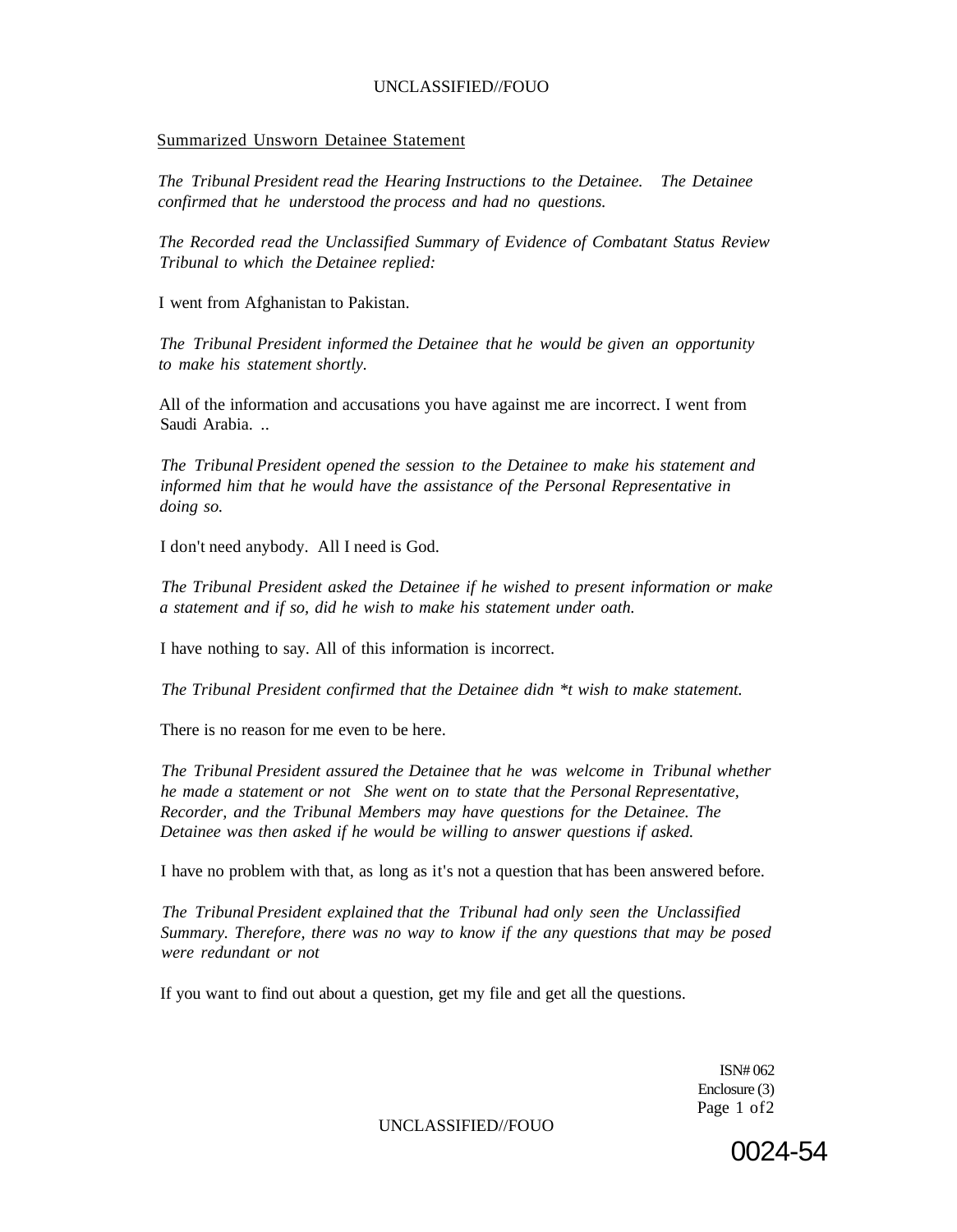Summarized Unsworn Detainee Statement

*The Tribunal President read the Hearing Instructions to the Detainee. The Detainee confirmed that he understood the process and had no questions.*

*The Recorded read the Unclassified Summary of Evidence of Combatant Status Review Tribunal to which the Detainee replied:*

I went from Afghanistan to Pakistan.

*The Tribunal President informed the Detainee that he would be given an opportunity to make his statement shortly.*

All of the information and accusations you have against me are incorrect. I went from Saudi Arabia. ..

*The Tribunal President opened the session to the Detainee to make his statement and informed him that he would have the assistance of the Personal Representative in doing so.*

I don't need anybody. All I need is God.

*The Tribunal President asked the Detainee if he wished to present information or make a statement and if so, did he wish to make his statement under oath.*

I have nothing to say. All of this information is incorrect.

*The Tribunal President confirmed that the Detainee didn *t wish to make statement.*

There is no reason for me even to be here.

*The Tribunal President assured the Detainee that he was welcome in Tribunal whether he made a statement or not She went on to state that the Personal Representative, Recorder, and the Tribunal Members may have questions for the Detainee. The Detainee was then asked if he would be willing to answer questions if asked.*

I have no problem with that, as long as it's not a question that has been answered before.

*The Tribunal President explained that the Tribunal had only seen the Unclassified Summary. Therefore, there was no way to know if the any questions that may be posed were redundant or not*

If you want to find out about a question, get my file and get all the questions.

ISN# 062
Enclosure (3)

0024-54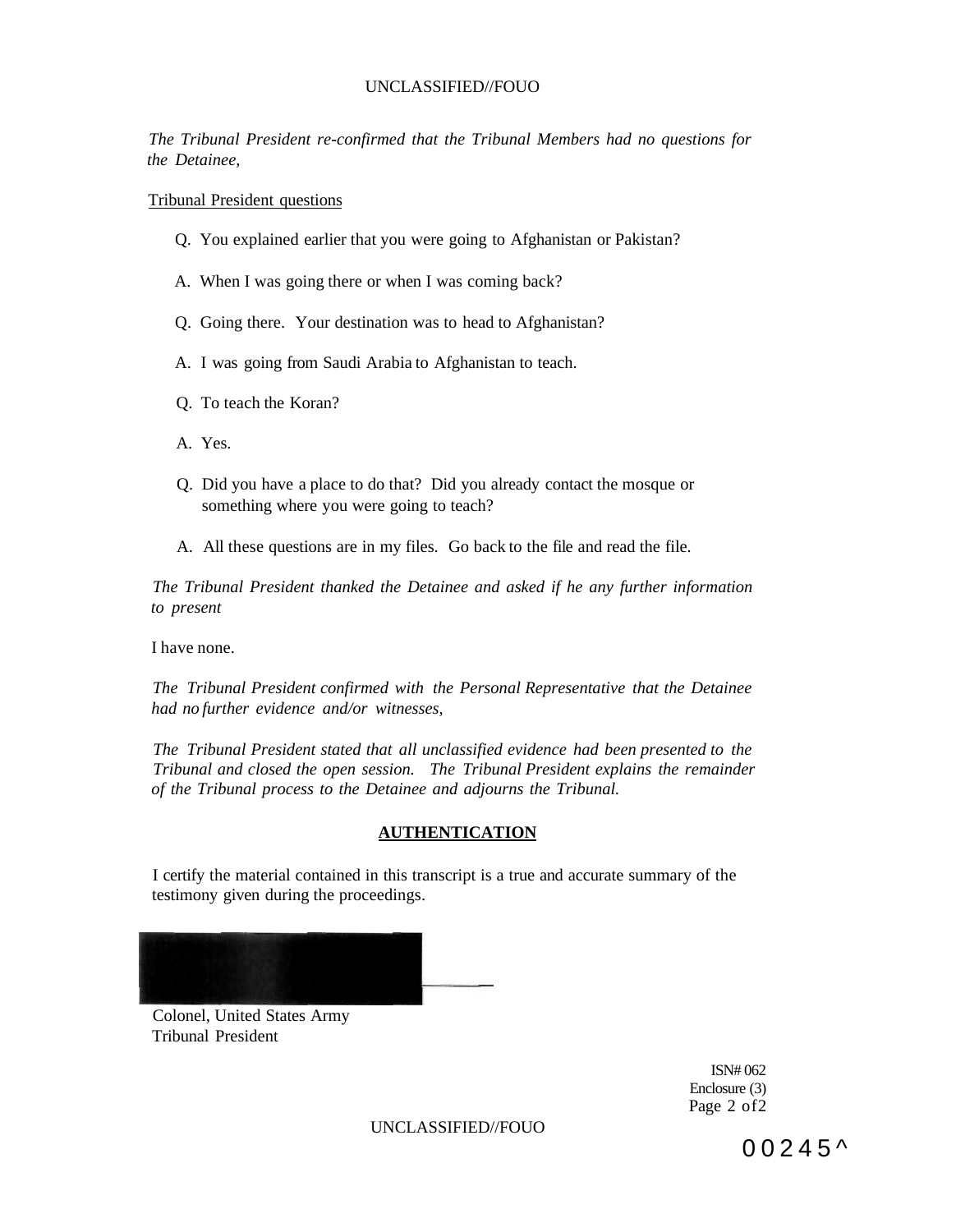*The Tribunal President re-confirmed that the Tribunal Members had no questions for the Detainee,*

Tribunal President questions

Q. You explained earlier that you were going to Afghanistan or Pakistan?

A. When I was going there or when I was coming back?

Q. Going there. Your destination was to head to Afghanistan?

A. I was going from Saudi Arabia to Afghanistan to teach.

Q. To teach the Koran?

A. Yes.

Q. Did you have a place to do that? Did you already contact the mosque or something where you were going to teach?

A. All these questions are in my files. Go back to the file and read the file.

*The Tribunal President thanked the Detainee and asked if he any further information to present*

I have none.

*The Tribunal President confirmed with the Personal Representative that the Detainee had no further evidence and/or witnesses,*

*The Tribunal President stated that all unclassified evidence had been presented to the Tribunal and closed the open session. The Tribunal President explains the remainder of the Tribunal process to the Detainee and adjourns the Tribunal.*

**AUTHENTICATION**

I certify the material contained in this transcript is a true and accurate summary of the testimony given during the proceedings.

Colonel, United States Army
Tribunal President

ISN# 062
Enclosure (3)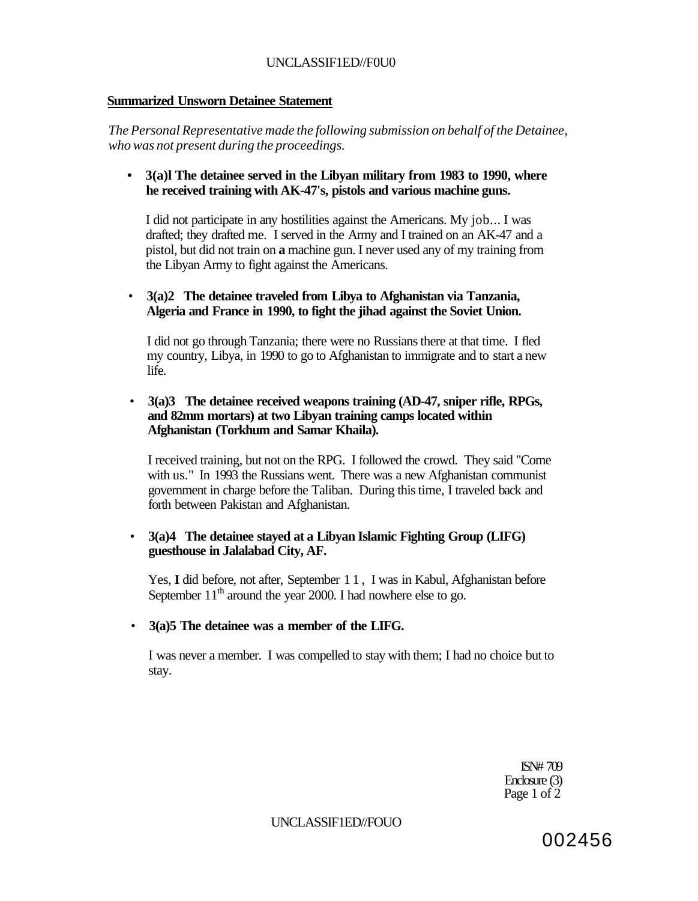**Summarized Unsworn Detainee Statement**

*The Personal Representative made the following submission on behalf of the Detainee, who was not present during the proceedings.*

- **3(a)l The detainee served in the Libyan military from 1983 to 1990, where he received training with AK-47's, pistols and various machine guns.**

  I did not participate in any hostilities against the Americans. My job... I was drafted; they drafted me. I served in the Army and I trained on an AK-47 and a pistol, but did not train on **a** machine gun. I never used any of my training from the Libyan Army to fight against the Americans.

- **3(a)2 The detainee traveled from Libya to Afghanistan via Tanzania, Algeria and France in 1990, to fight the jihad against the Soviet Union.**

  I did not go through Tanzania; there were no Russians there at that time. I fled my country, Libya, in 1990 to go to Afghanistan to immigrate and to start a new life.

- **3(a)3 The detainee received weapons training (AD-47, sniper rifle, RPGs, and 82mm mortars) at two Libyan training camps located within Afghanistan (Torkhum and Samar Khaila).**

  I received training, but not on the RPG. I followed the crowd. They said "Come with us." In 1993 the Russians went. There was a new Afghanistan communist government in charge before the Taliban. During this time, I traveled back and forth between Pakistan and Afghanistan.

- **3(a)4 The detainee stayed at a Libyan Islamic Fighting Group (LIFG) guesthouse in Jalalabad City, AF.**

  Yes, **I** did before, not after, September 1 1 , I was in Kabul, Afghanistan before September 11th around the year 2000. I had nowhere else to go.

- **3(a)5 The detainee was a member of the LIFG.**

  I was never a member. I was compelled to stay with them; I had no choice but to stay.

ISN# 709
Enclosure (3)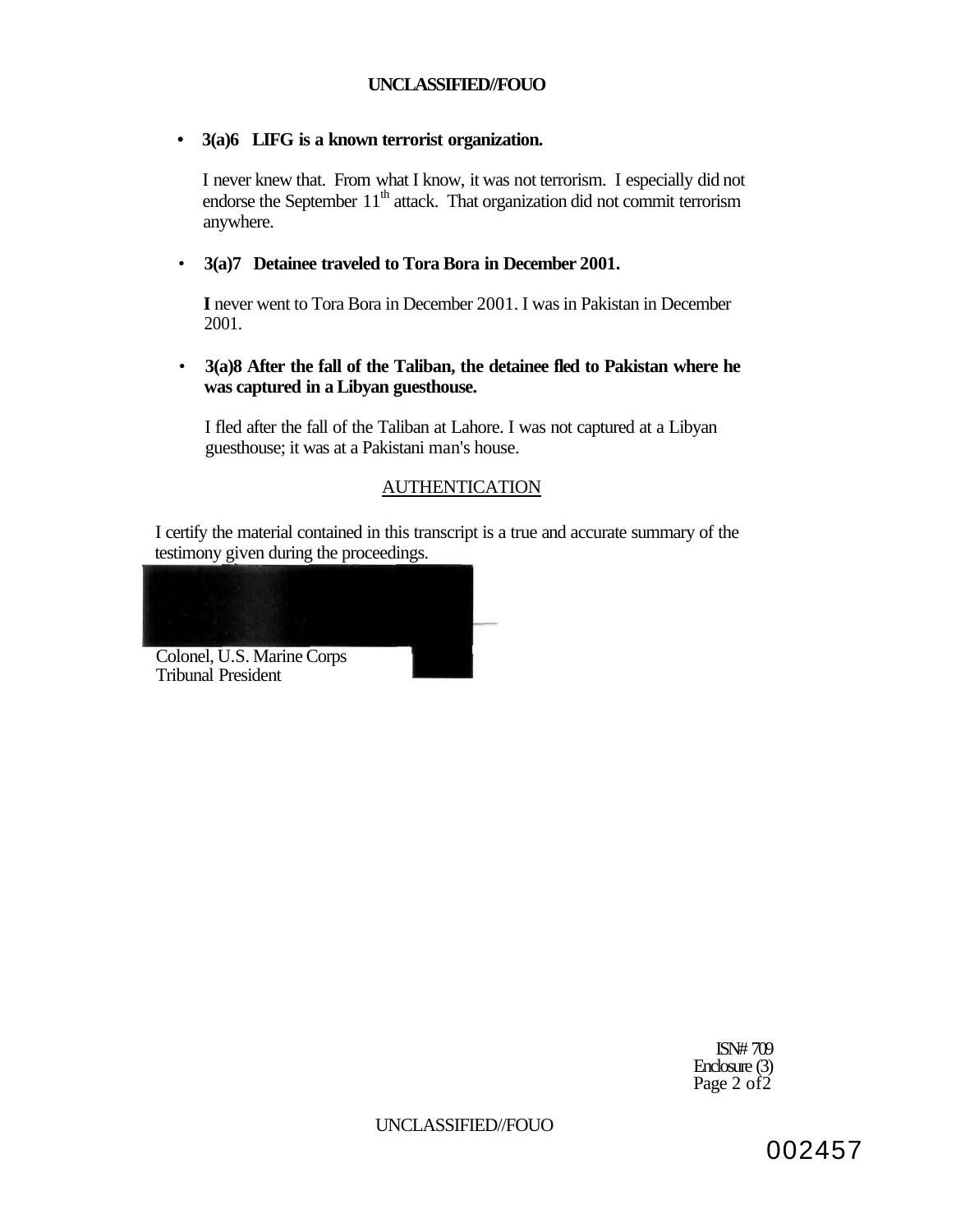- **3(a)6 LIFG is a known terrorist organization.**

  I never knew that. From what I know, it was not terrorism. I especially did not endorse the September 11th attack. That organization did not commit terrorism anywhere.

- **3(a)7 Detainee traveled to Tora Bora in December 2001.**

  **I** never went to Tora Bora in December 2001. I was in Pakistan in December 2001.

- **3(a)8 After the fall of the Taliban, the detainee fled to Pakistan where he was captured in a Libyan guesthouse.**

  I fled after the fall of the Taliban at Lahore. I was not captured at a Libyan guesthouse; it was at a Pakistani man's house.

AUTHENTICATION

I certify the material contained in this transcript is a true and accurate summary of the testimony given during the proceedings.

Colonel, U.S. Marine Corps
Tribunal President

ISN# 709
Enclosure (3)

002457